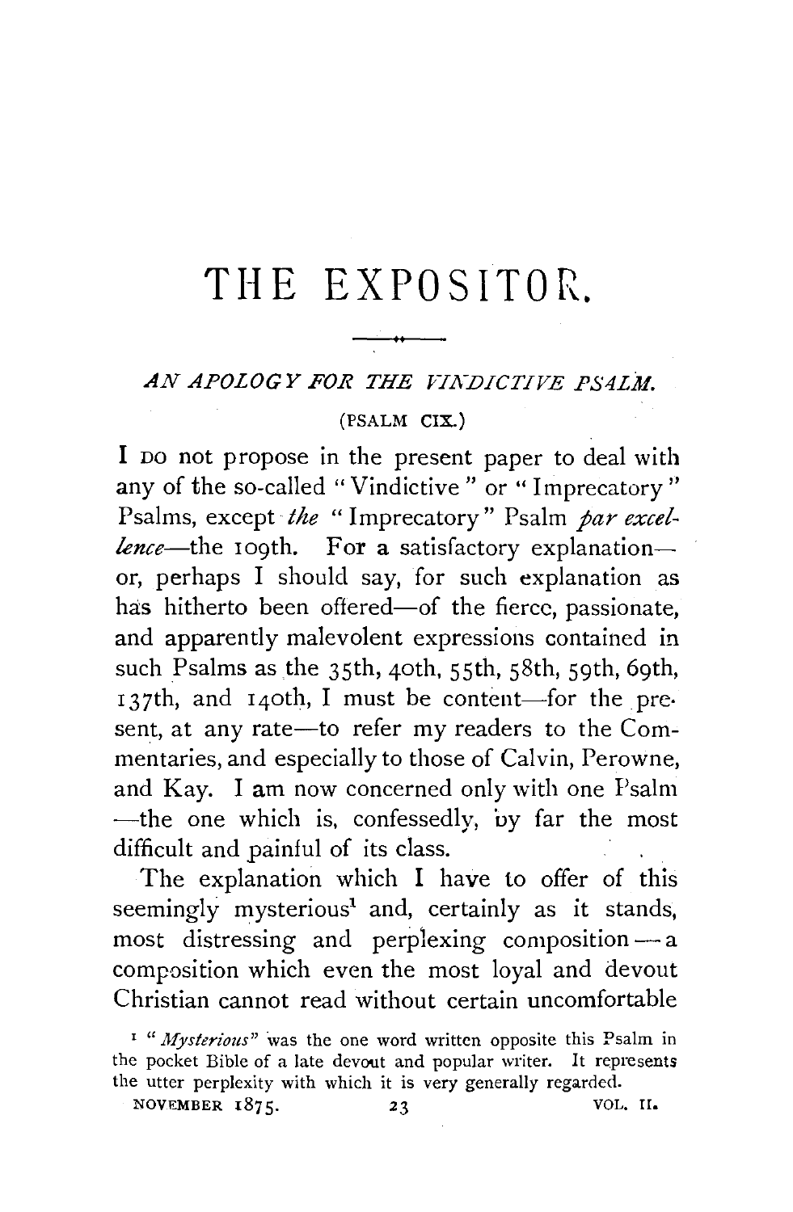# THE EXPOSITOR.

## *AN APOLOGY FOR THE VINDICTIVE PSALM.*

(PSALM CIX.)

I DO not propose in the present paper to deal with any of the so-called "Vindictive" or "Imprecatory" Psalms, except *the* "Imprecatory" Psalm *par excellence*—the 109th. For a satisfactory explanation—or, perhaps I should say, for such explanation as has hitherto been offered—of the fierce, passionate, and apparently malevolent expressions contained in such Psalms as the 35th, 40th, 55th, 58th, 59th, 69th, 137th, and 140th, I must be content—for the present, at any rate—to refer my readers to the Commentaries, and especially to those of Calvin, Perowne, and Kay. I am now concerned only with one Psalm—the one which is, confessedly, by far the most difficult and painful of its class.

The explanation which I have to offer of this seemingly mysterious[1] and, certainly as it stands, most distressing and perplexing composition—a composition which even the most loyal and devout Christian cannot read without certain uncomfortable

[1] "*Mysterious*" was the one word written opposite this Psalm in the pocket Bible of a late devout and popular writer. It represents the utter perplexity with which it is very generally regarded.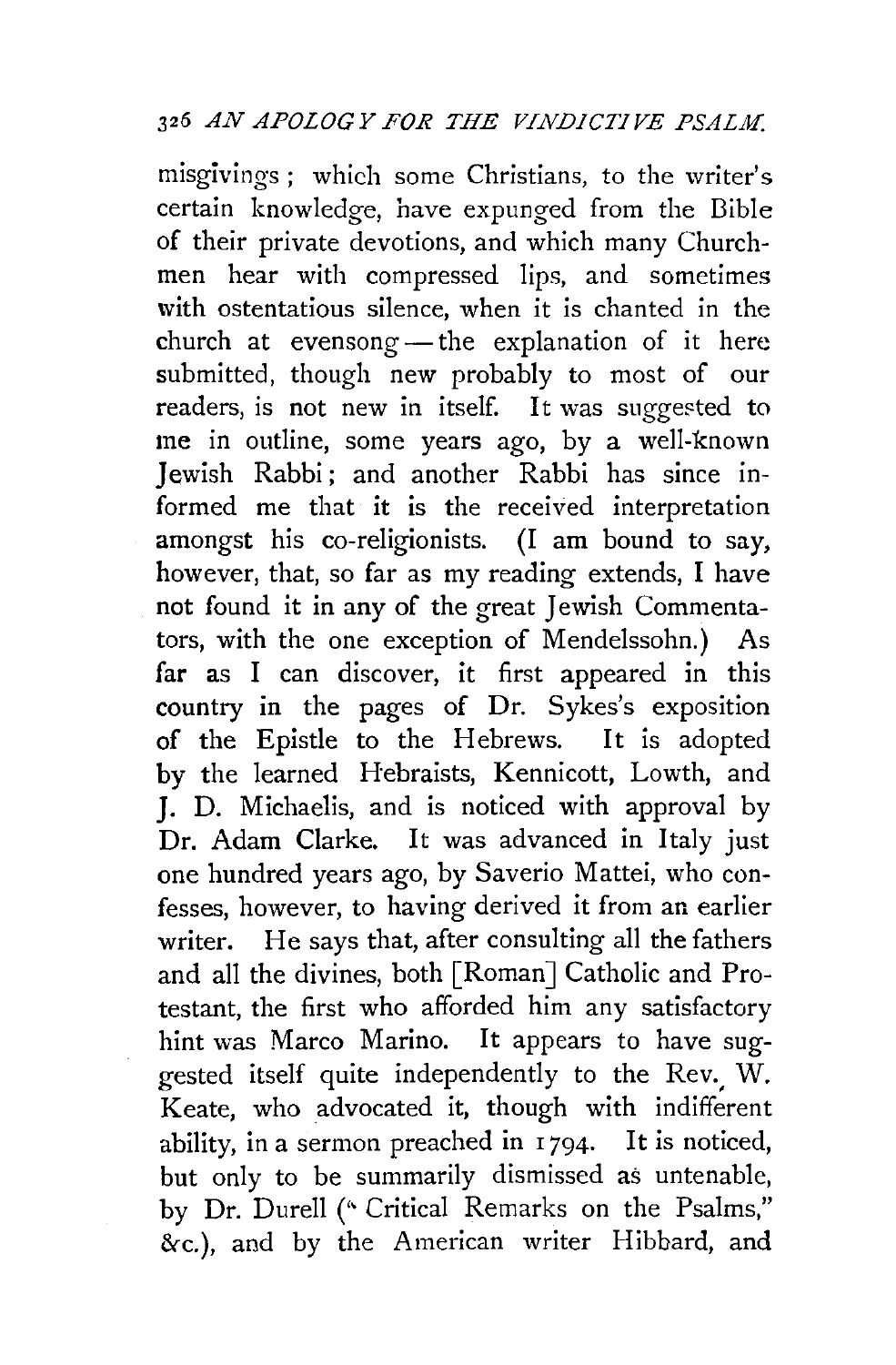misgivings; which some Christians, to the writer's certain knowledge, have expunged from the Bible of their private devotions, and which many Churchmen hear with compressed lips, and sometimes with ostentatious silence, when it is chanted in the church at evensong—the explanation of it here submitted, though new probably to most of our readers, is not new in itself. It was suggested to me in outline, some years ago, by a well-known Jewish Rabbi; and another Rabbi has since informed me that it is the received interpretation amongst his co-religionists. (I am bound to say, however, that, so far as my reading extends, I have not found it in any of the great Jewish Commentators, with the one exception of Mendelssohn.) As far as I can discover, it first appeared in this country in the pages of Dr. Sykes's exposition of the Epistle to the Hebrews. It is adopted by the learned Hebraists, Kennicott, Lowth, and J. D. Michaelis, and is noticed with approval by Dr. Adam Clarke. It was advanced in Italy just one hundred years ago, by Saverio Mattei, who confesses, however, to having derived it from an earlier writer. He says that, after consulting all the fathers and all the divines, both [Roman] Catholic and Protestant, the first who afforded him any satisfactory hint was Marco Marino. It appears to have suggested itself quite independently to the Rev. W. Keate, who advocated it, though with indifferent ability, in a sermon preached in 1794. It is noticed, but only to be summarily dismissed as untenable, by Dr. Durell ("Critical Remarks on the Psalms," &c.), and by the American writer Hibbard, and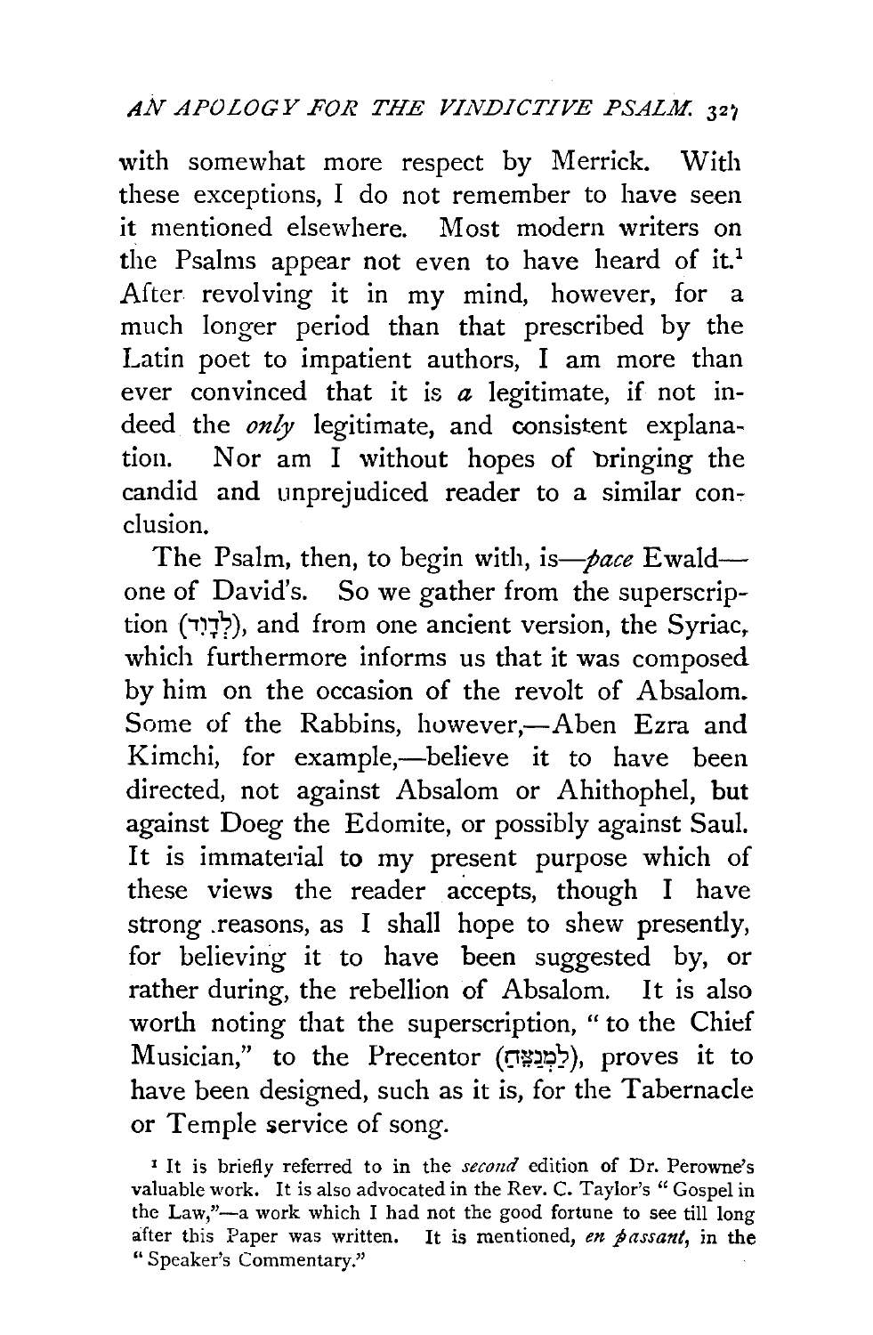with somewhat more respect by Merrick. With these exceptions, I do not remember to have seen it mentioned elsewhere. Most modern writers on the Psalms appear not even to have heard of it.[1] After revolving it in my mind, however, for a much longer period than that prescribed by the Latin poet to impatient authors, I am more than ever convinced that it is *a* legitimate, if not indeed the *only* legitimate, and consistent explanation. Nor am I without hopes of bringing the candid and unprejudiced reader to a similar conclusion.

The Psalm, then, to begin with, is—*pace* Ewald—one of David's. So we gather from the superscription (לְדָוִד), and from one ancient version, the Syriac, which furthermore informs us that it was composed by him on the occasion of the revolt of Absalom. Some of the Rabbins, however,—Aben Ezra and Kimchi, for example,—believe it to have been directed, not against Absalom or Ahithophel, but against Doeg the Edomite, or possibly against Saul. It is immaterial to my present purpose which of these views the reader accepts, though I have strong reasons, as I shall hope to shew presently, for believing it to have been suggested by, or rather during, the rebellion of Absalom. It is also worth noting that the superscription, "to the Chief Musician," to the Precentor (לַמְנַצֵּחַ), proves it to have been designed, such as it is, for the Tabernacle or Temple service of song.

[1] It is briefly referred to in the *second* edition of Dr. Perowne's valuable work. It is also advocated in the Rev. C. Taylor's "Gospel in the Law,"—a work which I had not the good fortune to see till long after this Paper was written. It is mentioned, *en passant*, in the "Speaker's Commentary."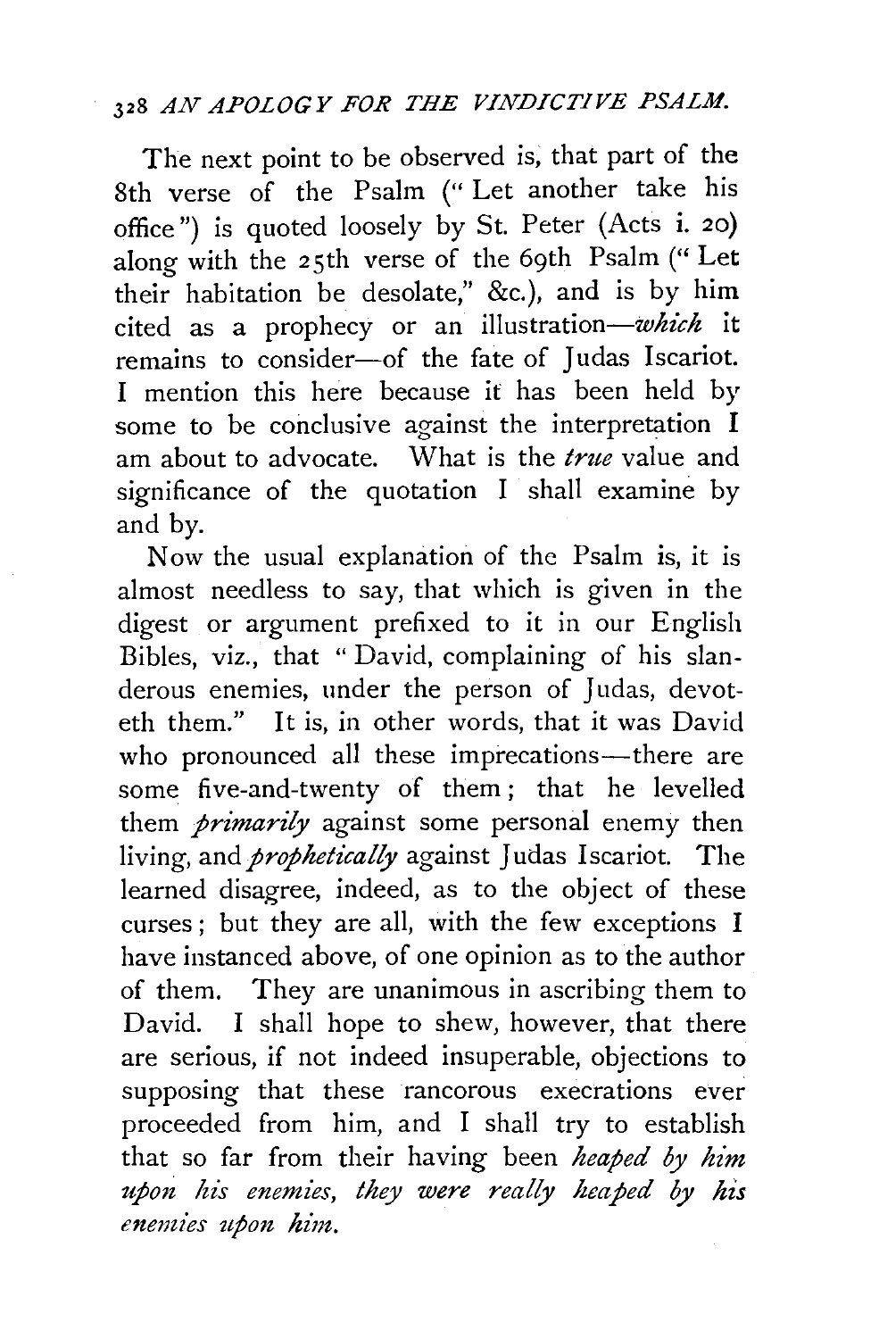The next point to be observed is, that part of the 8th verse of the Psalm ("Let another take his office") is quoted loosely by St. Peter (Acts i. 20) along with the 25th verse of the 69th Psalm ("Let their habitation be desolate," &c.), and is by him cited as a prophecy or an illustration—*which* it remains to consider—of the fate of Judas Iscariot. I mention this here because it has been held by some to be conclusive against the interpretation I am about to advocate. What is the *true* value and significance of the quotation I shall examine by and by.

Now the usual explanation of the Psalm is, it is almost needless to say, that which is given in the digest or argument prefixed to it in our English Bibles, viz., that "David, complaining of his slanderous enemies, under the person of Judas, devoteth them." It is, in other words, that it was David who pronounced all these imprecations—there are some five-and-twenty of them; that he levelled them *primarily* against some personal enemy then living, and *prophetically* against Judas Iscariot. The learned disagree, indeed, as to the object of these curses; but they are all, with the few exceptions I have instanced above, of one opinion as to the author of them. They are unanimous in ascribing them to David. I shall hope to shew, however, that there are serious, if not indeed insuperable, objections to supposing that these rancorous execrations ever proceeded from him, and I shall try to establish that so far from their having been *heaped by him upon his enemies, they were really heaped by his enemies upon him.*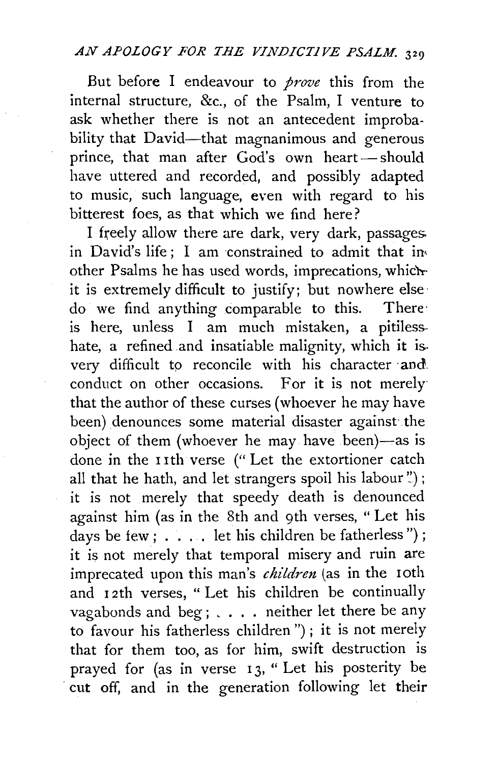But before I endeavour to *prove* this from the internal structure, &c., of the Psalm, I venture to ask whether there is not an antecedent improbability that David—that magnanimous and generous prince, that man after God's own heart—should have uttered and recorded, and possibly adapted to music, such language, even with regard to his bitterest foes, as that which we find here?

I freely allow there are dark, very dark, passages in David's life; I am constrained to admit that in other Psalms he has used words, imprecations, which it is extremely difficult to justify; but nowhere else do we find anything comparable to this. There is here, unless I am much mistaken, a pitiless hate, a refined and insatiable malignity, which it is very difficult to reconcile with his character and conduct on other occasions. For it is not merely that the author of these curses (whoever he may have been) denounces some material disaster against the object of them (whoever he may have been)—as is done in the 11th verse ("Let the extortioner catch all that he hath, and let strangers spoil his labour"); it is not merely that speedy death is denounced against him (as in the 8th and 9th verses, "Let his days be few; . . . . let his children be fatherless"); it is not merely that temporal misery and ruin are imprecated upon this man's *children* (as in the 10th and 12th verses, "Let his children be continually vagabonds and beg; . . . . neither let there be any to favour his fatherless children"); it is not merely that for them too, as for him, swift destruction is prayed for (as in verse 13, "Let his posterity be cut off, and in the generation following let their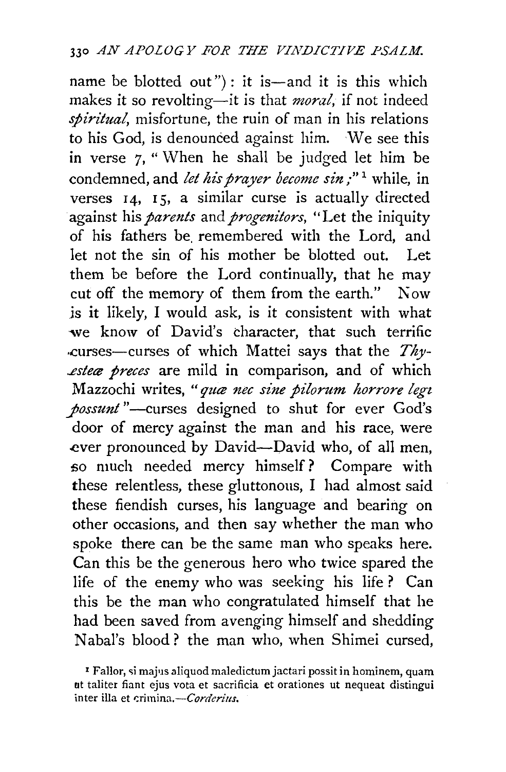name be blotted out"): it is—and it is this which makes it so revolting—it is that *moral,* if not indeed *spiritual,* misfortune, the ruin of man in his relations to his God, is denounced against him. We see this in verse 7, "When he shall be judged let him be condemned, and *let his prayer become sin;*"[1] while, in verses 14, 15, a similar curse is actually directed against his *parents* and *progenitors,* "Let the iniquity of his fathers be remembered with the Lord, and let not the sin of his mother be blotted out. Let them be before the Lord continually, that he may cut off the memory of them from the earth." Now is it likely, I would ask, is it consistent with what we know of David's character, that such terrific curses—curses of which Mattei says that the *Thyesteæ preces* are mild in comparison, and of which Mazzochi writes, "*quæ nec sine pilorum horrore legi possunt*"—curses designed to shut for ever God's door of mercy against the man and his race, were ever pronounced by David—David who, of all men, so much needed mercy himself? Compare with these relentless, these gluttonous, I had almost said these fiendish curses, his language and bearing on other occasions, and then say whether the man who spoke there can be the same man who speaks here. Can this be the generous hero who twice spared the life of the enemy who was seeking his life? Can this be the man who congratulated himself that he had been saved from avenging himself and shedding Nabal's blood? the man who, when Shimei cursed,

[1] Fallor, si majus aliquod maledictum jactari possit in hominem, quam ut taliter fiant ejus vota et sacrificia et orationes ut nequeat distingui inter illa et crimina.—*Corderius.*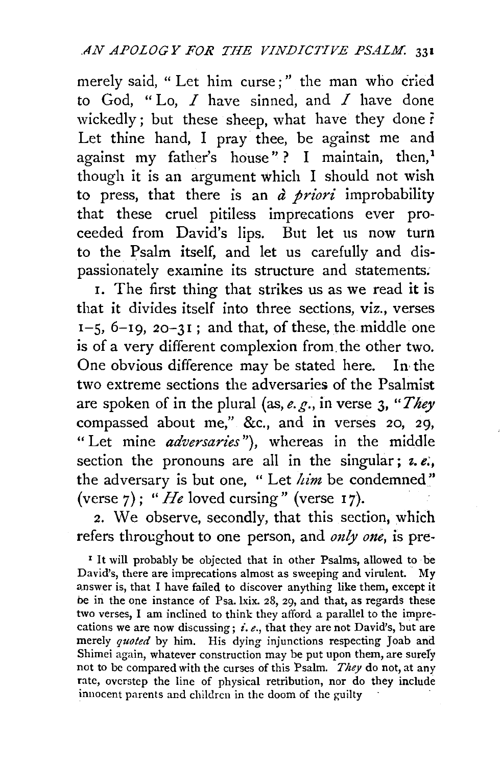merely said, "Let him curse;" the man who cried to God, "Lo, *I* have sinned, and *I* have done wickedly; but these sheep, what have they done? Let thine hand, I pray thee, be against me and against my father's house"? I maintain, then,[1] though it is an argument which I should not wish to press, that there is an *à priori* improbability that these cruel pitiless imprecations ever proceeded from David's lips. But let us now turn to the Psalm itself, and let us carefully and dispassionately examine its structure and statements.

1. The first thing that strikes us as we read it is that it divides itself into three sections, viz., verses 1–5, 6–19, 20–31; and that, of these, the middle one is of a very different complexion from the other two. One obvious difference may be stated here. In the two extreme sections the adversaries of the Psalmist are spoken of in the plural (as, *e.g.*, in verse 3, "*They* compassed about me," &c., and in verses 20, 29, "Let mine *adversaries*"), whereas in the middle section the pronouns are all in the singular; *i.e.*, the adversary is but one, "Let *him* be condemned" (verse 7); "*He* loved cursing" (verse 17).

2. We observe, secondly, that this section, which refers throughout to one person, and *only one*, is pre-

[1] It will probably be objected that in other Psalms, allowed to be David's, there are imprecations almost as sweeping and virulent. My answer is, that I have failed to discover anything like them, except it be in the one instance of Psa. lxix. 28, 29, and that, as regards these two verses, I am inclined to think they afford a parallel to the imprecations we are now discussing; *i.e.*, that they are not David's, but are merely *quoted* by him. His dying injunctions respecting Joab and Shimei again, whatever construction may be put upon them, are surely not to be compared with the curses of this Psalm. *They* do not, at any rate, overstep the line of physical retribution, nor do they include innocent parents and children in the doom of the guilty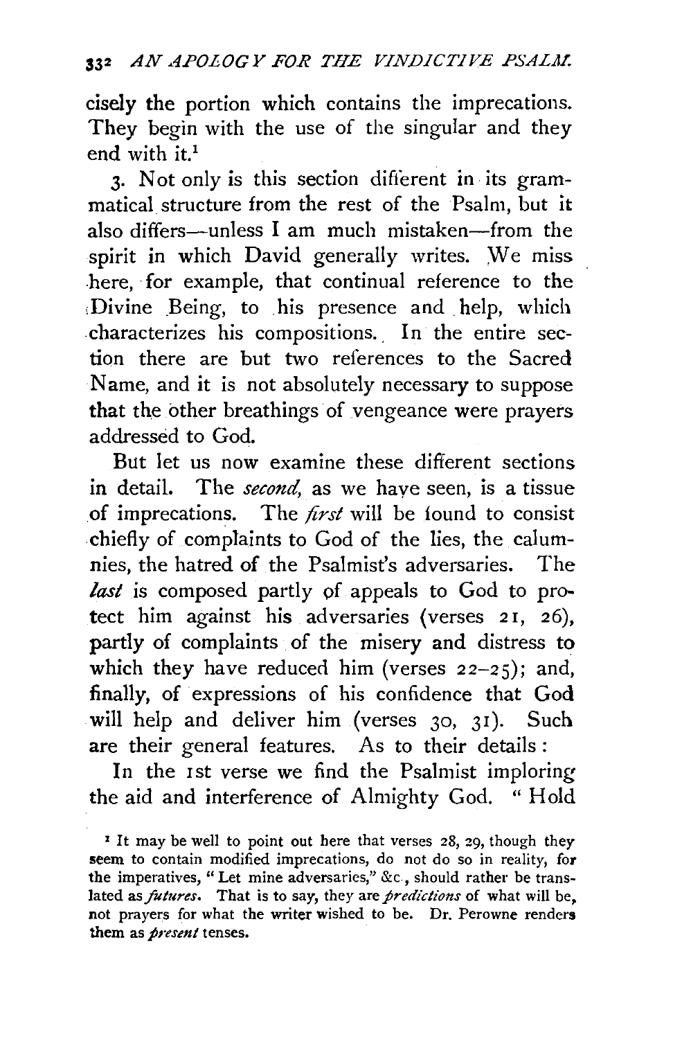cisely the portion which contains the imprecations. They begin with the use of the singular and they end with it.[1]

3. Not only is this section different in its grammatical structure from the rest of the Psalm, but it also differs—unless I am much mistaken—from the spirit in which David generally writes. We miss here, for example, that continual reference to the Divine Being, to his presence and help, which characterizes his compositions. In the entire section there are but two references to the Sacred Name, and it is not absolutely necessary to suppose that the other breathings of vengeance were prayers addressed to God.

But let us now examine these different sections in detail. The *second*, as we have seen, is a tissue of imprecations. The *first* will be found to consist chiefly of complaints to God of the lies, the calumnies, the hatred of the Psalmist's adversaries. The *last* is composed partly of appeals to God to protect him against his adversaries (verses 21, 26), partly of complaints of the misery and distress to which they have reduced him (verses 22–25); and, finally, of expressions of his confidence that God will help and deliver him (verses 30, 31). Such are their general features. As to their details:

In the 1st verse we find the Psalmist imploring the aid and interference of Almighty God. "Hold

[1] It may be well to point out here that verses 28, 29, though they seem to contain modified imprecations, do not do so in reality, for the imperatives, "Let mine adversaries," &c., should rather be translated as *futures*. That is to say, they are *predictions* of what will be, not prayers for what the writer wished to be. Dr. Perowne renders them as *present* tenses.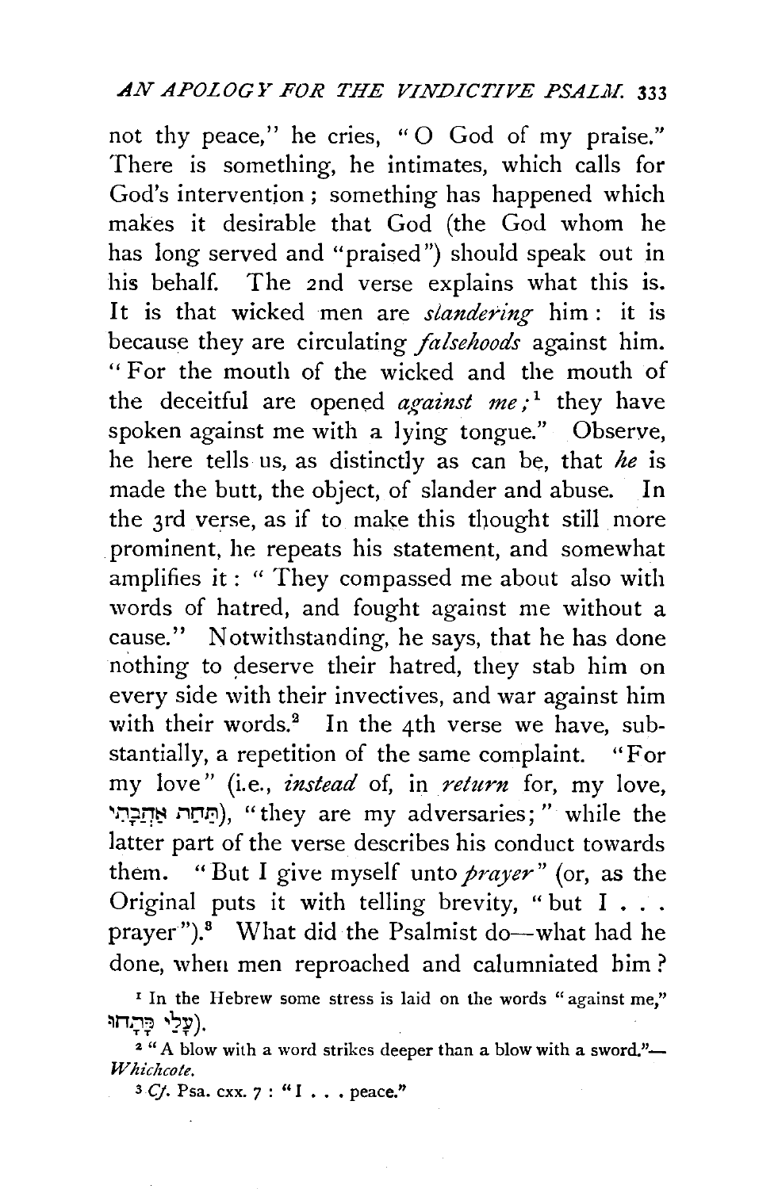not thy peace," he cries, "O God of my praise." There is something, he intimates, which calls for God's intervention; something has happened which makes it desirable that God (the God whom he has long served and "praised") should speak out in his behalf. The 2nd verse explains what this is. It is that wicked men are *slandering* him: it is because they are circulating *falsehoods* against him. "For the mouth of the wicked and the mouth of the deceitful are opened *against me*;[1] they have spoken against me with a lying tongue." Observe, he here tells us, as distinctly as can be, that *he* is made the butt, the object, of slander and abuse. In the 3rd verse, as if to make this thought still more prominent, he repeats his statement, and somewhat amplifies it: "They compassed me about also with words of hatred, and fought against me without a cause." Notwithstanding, he says, that he has done nothing to deserve their hatred, they stab him on every side with their invectives, and war against him with their words.[2] In the 4th verse we have, substantially, a repetition of the same complaint. "For my love" (i.e., *instead* of, in *return* for, my love, תַּחַת אַהֲבָתִי), "they are my adversaries;" while the latter part of the verse describes his conduct towards them. "But I give myself unto *prayer*" (or, as the Original puts it with telling brevity, "but I . . . prayer").[3] What did the Psalmist do—what had he done, when men reproached and calumniated him?

[1] In the Hebrew some stress is laid on the words "against me," (עָלַי פָּתָחוּ).

[2] "A blow with a word strikes deeper than a blow with a sword."—*Whichcote*.

[3] *Cf.* Psa. cxx. 7: "I . . . peace."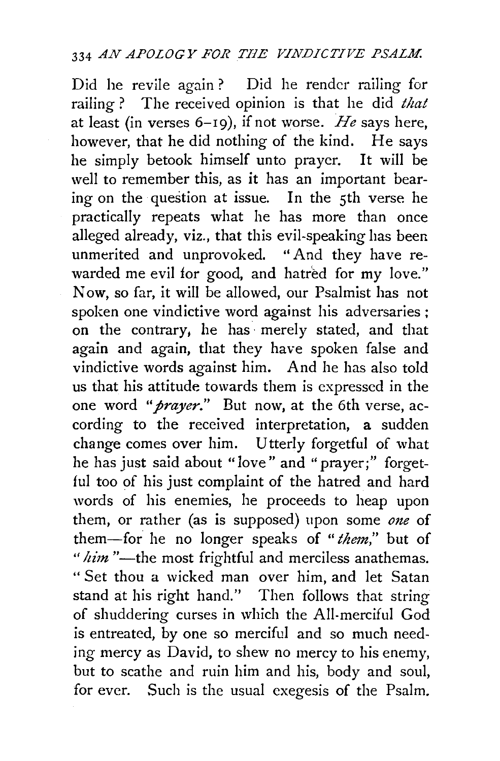Did he revile again? Did he render railing for railing? The received opinion is that he did *that* at least (in verses 6–19), if not worse. *He* says here, however, that he did nothing of the kind. He says he simply betook himself unto prayer. It will be well to remember this, as it has an important bearing on the question at issue. In the 5th verse he practically repeats what he has more than once alleged already, viz., that this evil-speaking has been unmerited and unprovoked. "And they have rewarded me evil for good, and hatred for my love." Now, so far, it will be allowed, our Psalmist has not spoken one vindictive word against his adversaries; on the contrary, he has merely stated, and that again and again, that they have spoken false and vindictive words against him. And he has also told us that his attitude towards them is expressed in the one word "*prayer*." But now, at the 6th verse, according to the received interpretation, a sudden change comes over him. Utterly forgetful of what he has just said about "love" and "prayer;" forgetful too of his just complaint of the hatred and hard words of his enemies, he proceeds to heap upon them, or rather (as is supposed) upon some *one* of them—for he no longer speaks of "*them*," but of "*him*"—the most frightful and merciless anathemas. "Set thou a wicked man over him, and let Satan stand at his right hand." Then follows that string of shuddering curses in which the All-merciful God is entreated, by one so merciful and so much needing mercy as David, to shew no mercy to his enemy, but to scathe and ruin him and his, body and soul, for ever. Such is the usual exegesis of the Psalm.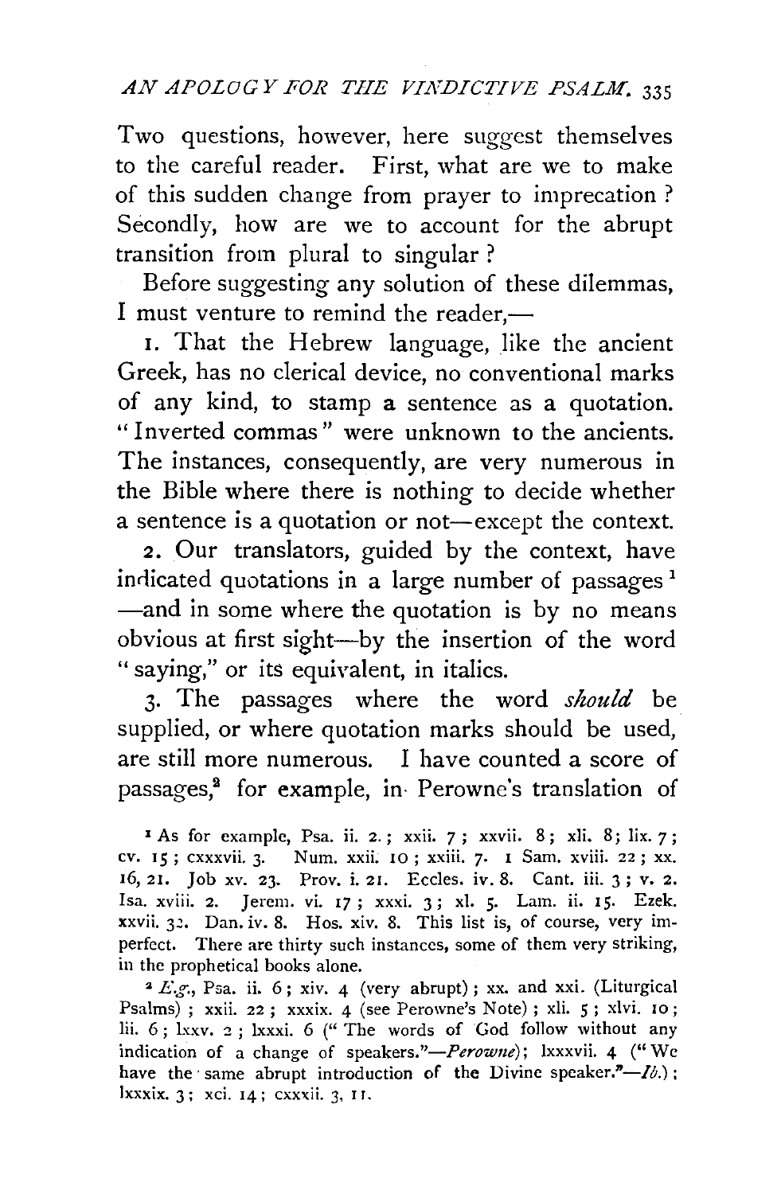Two questions, however, here suggest themselves to the careful reader. First, what are we to make of this sudden change from prayer to imprecation? Secondly, how are we to account for the abrupt transition from plural to singular?

Before suggesting any solution of these dilemmas, I must venture to remind the reader,—

1. That the Hebrew language, like the ancient Greek, has no clerical device, no conventional marks of any kind, to stamp a sentence as a quotation. "Inverted commas" were unknown to the ancients. The instances, consequently, are very numerous in the Bible where there is nothing to decide whether a sentence is a quotation or not—except the context.

2. Our translators, guided by the context, have indicated quotations in a large number of passages[1]—and in some where the quotation is by no means obvious at first sight—by the insertion of the word "saying," or its equivalent, in italics.

3. The passages where the word *should* be supplied, or where quotation marks should be used, are still more numerous. I have counted a score of passages,[2] for example, in Perowne's translation of

[1] As for example, Psa. ii. 2.; xxii. 7; xxvii. 8; xli. 8; lix. 7; cv. 15; cxxxvii. 3. Num. xxii. 10; xxiii. 7. 1 Sam. xviii. 22; xx. 16, 21. Job xv. 23. Prov. i. 21. Eccles. iv. 8. Cant. iii. 3; v. 2. Isa. xviii. 2. Jerem. vi. 17; xxxi. 3; xl. 5. Lam. ii. 15. Ezek. xxvii. 32. Dan. iv. 8. Hos. xiv. 8. This list is, of course, very imperfect. There are thirty such instances, some of them very striking, in the prophetical books alone.

[2] *E.g.*, Psa. ii. 6; xiv. 4 (very abrupt); xx. and xxi. (Liturgical Psalms); xxii. 22; xxxix. 4 (see Perowne's Note); xli. 5; xlvi. 10; lii. 6; lxxv. 2; lxxxi. 6 ("The words of God follow without any indication of a change of speakers."—*Perowne*); lxxxvii. 4 ("We have the same abrupt introduction of the Divine speaker."—*Ib.*); lxxxix. 3; xci. 14; cxxxii. 3, 11.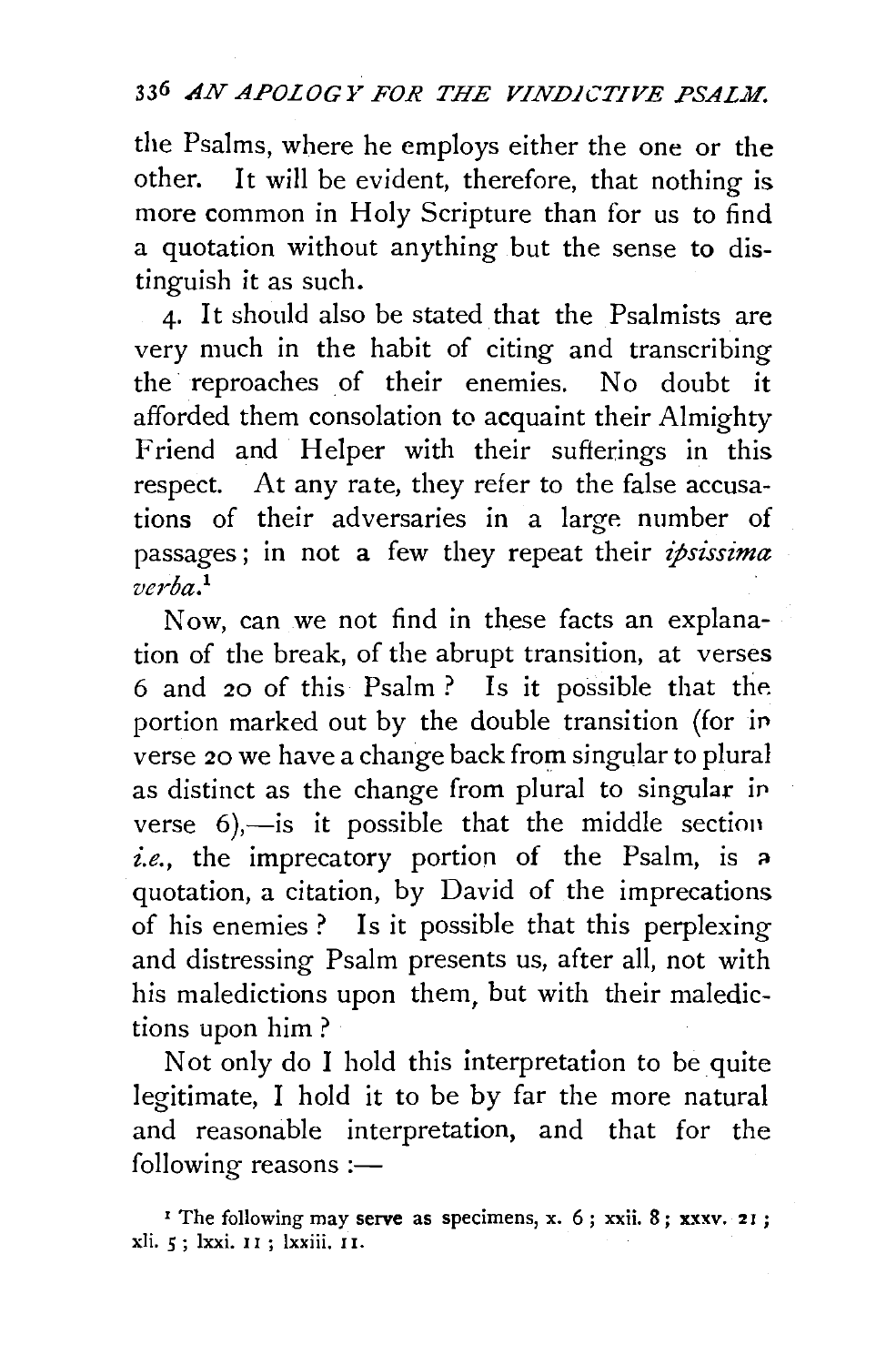the Psalms, where he employs either the one or the other. It will be evident, therefore, that nothing is more common in Holy Scripture than for us to find a quotation without anything but the sense to distinguish it as such.

4. It should also be stated that the Psalmists are very much in the habit of citing and transcribing the reproaches of their enemies. No doubt it afforded them consolation to acquaint their Almighty Friend and Helper with their sufferings in this respect. At any rate, they refer to the false accusations of their adversaries in a large number of passages; in not a few they repeat their *ipsissima verba*.[1]

Now, can we not find in these facts an explanation of the break, of the abrupt transition, at verses 6 and 20 of this Psalm? Is it possible that the portion marked out by the double transition (for in verse 20 we have a change back from singular to plural as distinct as the change from plural to singular in verse 6),—is it possible that the middle section *i.e.*, the imprecatory portion of the Psalm, is a quotation, a citation, by David of the imprecations of his enemies? Is it possible that this perplexing and distressing Psalm presents us, after all, not with his maledictions upon them, but with their maledictions upon him?

Not only do I hold this interpretation to be quite legitimate, I hold it to be by far the more natural and reasonable interpretation, and that for the following reasons :—

[1] The following may serve as specimens, x. 6; xxii. 8; xxxv. 21; xli. 5; lxxi. 11; lxxiii. 11.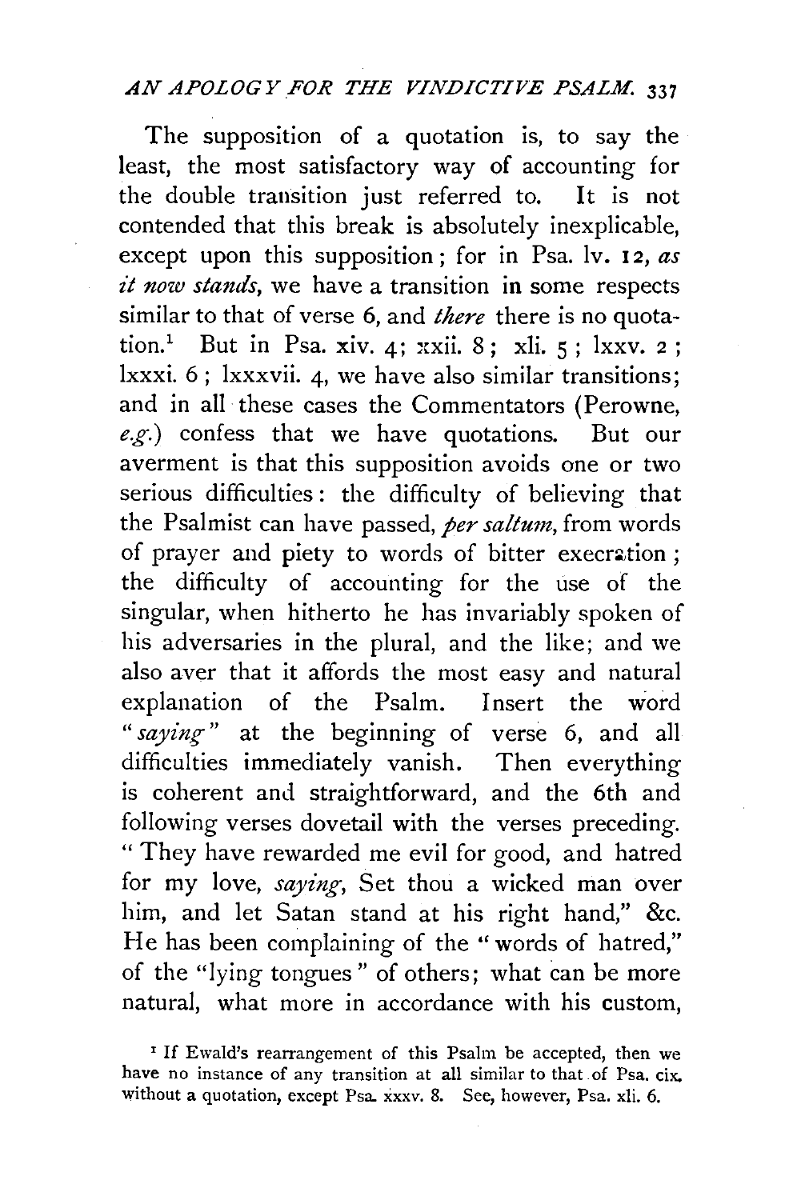The supposition of a quotation is, to say the least, the most satisfactory way of accounting for the double transition just referred to. It is not contended that this break is absolutely inexplicable, except upon this supposition; for in Psa. lv. 12, *as it now stands*, we have a transition in some respects similar to that of verse 6, and *there* there is no quotation.[1] But in Psa. xiv. 4; xxii. 8; xli. 5; lxxv. 2; lxxxi. 6; lxxxvii. 4, we have also similar transitions; and in all these cases the Commentators (Perowne, *e.g.*) confess that we have quotations. But our averment is that this supposition avoids one or two serious difficulties: the difficulty of believing that the Psalmist can have passed, *per saltum*, from words of prayer and piety to words of bitter execration; the difficulty of accounting for the use of the singular, when hitherto he has invariably spoken of his adversaries in the plural, and the like; and we also aver that it affords the most easy and natural explanation of the Psalm. Insert the word "*saying*" at the beginning of verse 6, and all difficulties immediately vanish. Then everything is coherent and straightforward, and the 6th and following verses dovetail with the verses preceding. "They have rewarded me evil for good, and hatred for my love, *saying*, Set thou a wicked man over him, and let Satan stand at his right hand," &c. He has been complaining of the "words of hatred," of the "lying tongues" of others; what can be more natural, what more in accordance with his custom,

[1] If Ewald's rearrangement of this Psalm be accepted, then we have no instance of any transition at all similar to that of Psa. cix. without a quotation, except Psa. xxxv. 8. See, however, Psa. xli. 6.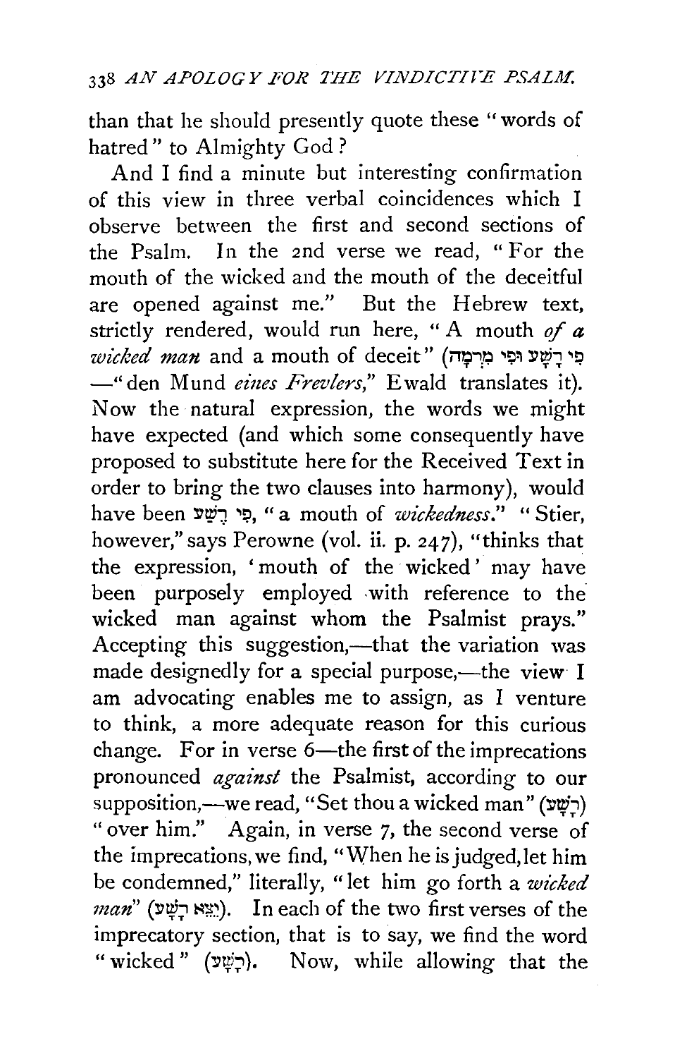than that he should presently quote these "words of hatred" to Almighty God?

And I find a minute but interesting confirmation of this view in three verbal coincidences which I observe between the first and second sections of the Psalm. In the 2nd verse we read, "For the mouth of the wicked and the mouth of the deceitful are opened against me." But the Hebrew text, strictly rendered, would run here, "A mouth *of a wicked man* and a mouth of deceit" (פִּי רָשָׁע וּפִי מִרְמָה —"den Mund *eines Frevlers*," Ewald translates it). Now the natural expression, the words we might have expected (and which some consequently have proposed to substitute here for the Received Text in order to bring the two clauses into harmony), would have been פִּי רֶשַׁע, "a mouth of *wickedness*." "Stier, however," says Perowne (vol. ii. p. 247), "thinks that the expression, 'mouth of the wicked' may have been purposely employed with reference to the wicked man against whom the Psalmist prays." Accepting this suggestion,—that the variation was made designedly for a special purpose,—the view I am advocating enables me to assign, as I venture to think, a more adequate reason for this curious change. For in verse 6—the first of the imprecations pronounced *against* the Psalmist, according to our supposition,—we read, "Set thou a wicked man" (רָשָׁע) "over him." Again, in verse 7, the second verse of the imprecations, we find, "When he is judged, let him be condemned," literally, "let him go forth a *wicked man*" (יֵצֵא רָשָׁע). In each of the two first verses of the imprecatory section, that is to say, we find the word "wicked" (רָשָׁע). Now, while allowing that the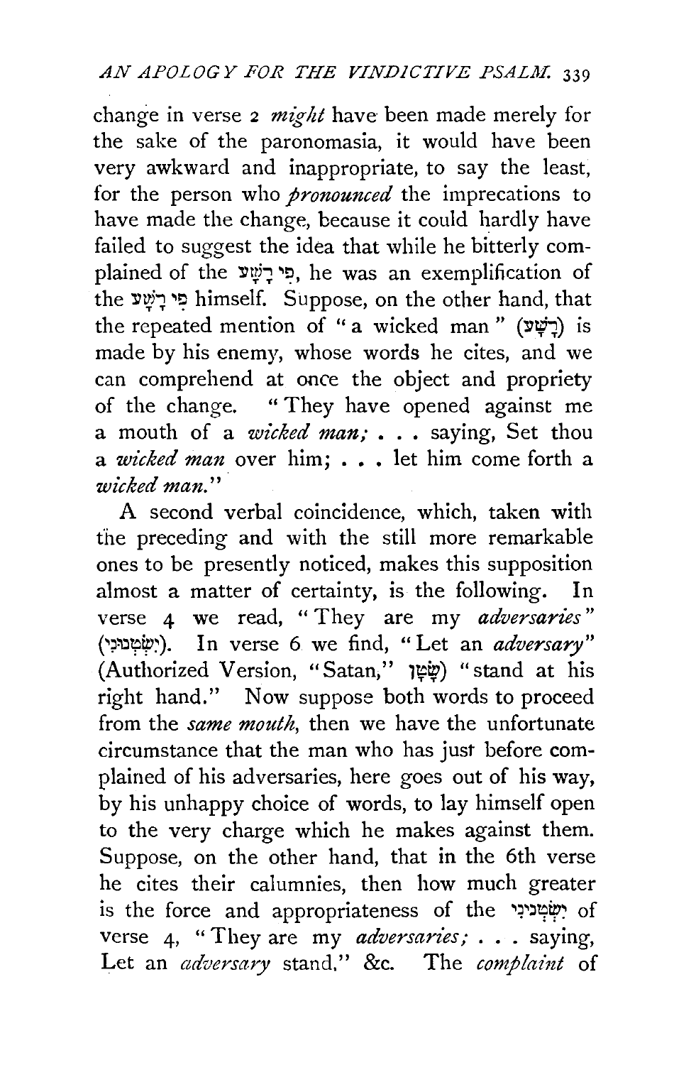change in verse 2 *might* have been made merely for the sake of the paronomasia, it would have been very awkward and inappropriate, to say the least, for the person who *pronounced* the imprecations to have made the change, because it could hardly have failed to suggest the idea that while he bitterly complained of the פִּי רָשָׁע, he was an exemplification of the פִּי רָשָׁע himself. Suppose, on the other hand, that the repeated mention of "a wicked man" (רָשָׁע) is made by his enemy, whose words he cites, and we can comprehend at once the object and propriety of the change. "They have opened against me a mouth of a *wicked man;* . . . saying, Set thou a *wicked man* over him; . . . let him come forth a *wicked man.*"

A second verbal coincidence, which, taken with the preceding and with the still more remarkable ones to be presently noticed, makes this supposition almost a matter of certainty, is the following. In verse 4 we read, "They are my *adversaries*" (יִשְׂטְנוּנִי). In verse 6 we find, "Let an *adversary*" (Authorized Version, "Satan," שָׂטָן) "stand at his right hand." Now suppose both words to proceed from the *same mouth*, then we have the unfortunate circumstance that the man who has just before complained of his adversaries, here goes out of his way, by his unhappy choice of words, to lay himself open to the very charge which he makes against them. Suppose, on the other hand, that in the 6th verse he cites their calumnies, then how much greater is the force and appropriateness of the יִשְׂטְנוּנִי of verse 4, "They are my *adversaries;* . . . saying, Let an *adversary* stand," &c. The *complaint* of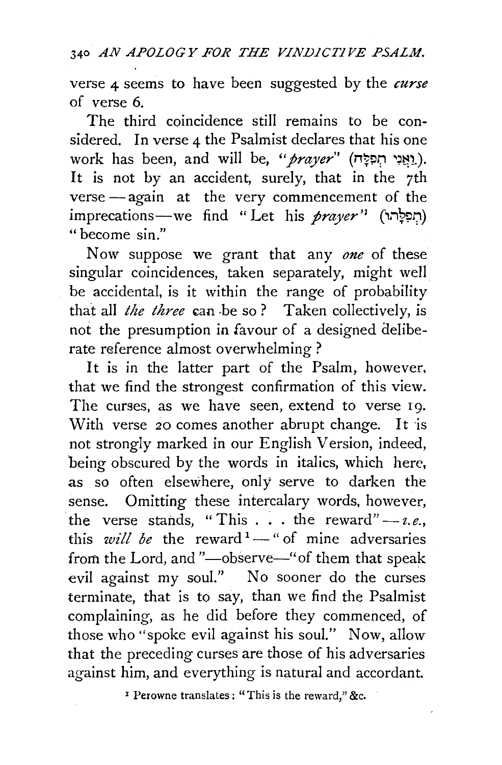verse 4 seems to have been suggested by the *curse* of verse 6.

The third coincidence still remains to be considered. In verse 4 the Psalmist declares that his one work has been, and will be, "*prayer*" (וַאֲנִי תְפִלָּה). It is not by an accident, surely, that in the 7th verse — again at the very commencement of the imprecations—we find "Let his *prayer*" (תְּפִלָּתוֹ) "become sin."

Now suppose we grant that any *one* of these singular coincidences, taken separately, might well be accidental, is it within the range of probability that all *the three* can be so? Taken collectively, is not the presumption in favour of a designed deliberate reference almost overwhelming?

It is in the latter part of the Psalm, however, that we find the strongest confirmation of this view. The curses, as we have seen, extend to verse 19. With verse 20 comes another abrupt change. It is not strongly marked in our English Version, indeed, being obscured by the words in italics, which here, as so often elsewhere, only serve to darken the sense. Omitting these intercalary words, however, the verse stands, "This . . . the reward" — *i.e.*, this *will be* the reward[1] — "of mine adversaries from the Lord, and "—observe—"of them that speak evil against my soul." No sooner do the curses terminate, that is to say, than we find the Psalmist complaining, as he did before they commenced, of those who "spoke evil against his soul." Now, allow that the preceding curses are those of his adversaries against him, and everything is natural and accordant.

[1] Perowne translates: "This is the reward," &c.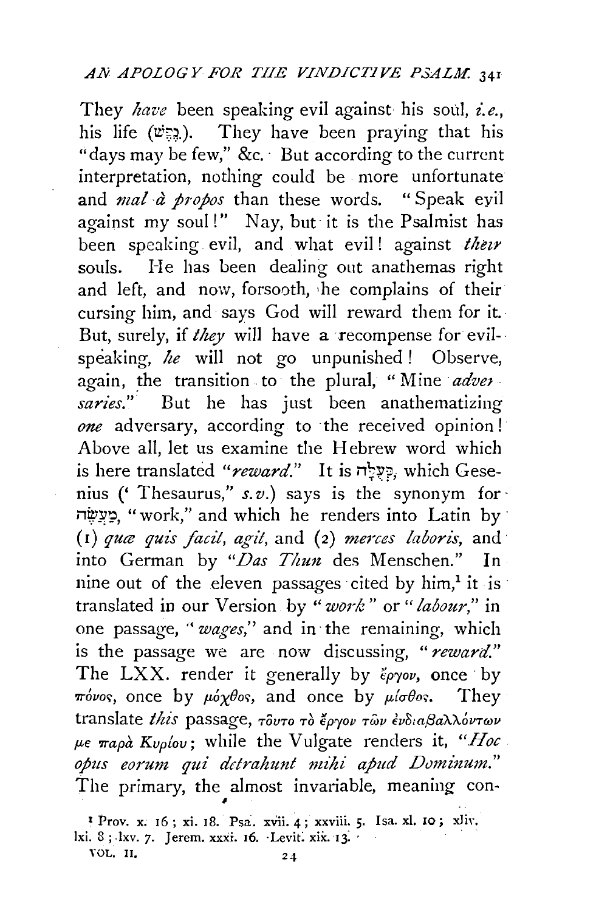They *have* been speaking evil against his soul, *i.e.*, his life (נֶפֶשׁ). They have been praying that his "days may be few," &c. But according to the current interpretation, nothing could be more unfortunate and *mal à propos* than these words. "Speak evil against my soul!" Nay, but it is the Psalmist has been speaking evil, and what evil! against *their* souls. He has been dealing out anathemas right and left, and now, forsooth, he complains of their cursing him, and says God will reward them for it. But, surely, if *they* will have a recompense for evil-speaking, *he* will not go unpunished! Observe, again, the transition to the plural, "Mine *adversaries*." But he has just been anathematizing *one* adversary, according to the received opinion! Above all, let us examine the Hebrew word which is here translated *"reward."* It is פְּעֻלָּה, which Gesenius (' Thesaurus," *s.v.*) says is the synonym for מַעֲשֶׂה, "work," and which he renders into Latin by (1) *quæ quis facit, agit*, and (2) *merces laboris*, and into German by *"Das Thun* des Menschen." In nine out of the eleven passages cited by him,[1] it is translated in our Version by *"work"* or *"labour,"* in one passage, *"wages,"* and in the remaining, which is the passage we are now discussing, *"reward."* The LXX. render it generally by ἔργον, once by πόνος, once by μόχθος, and once by μίσθος. They translate *this* passage, τοῦτο τὸ ἔργον τῶν ἐνδιαβαλλόντων με παρὰ Κυρίου; while the Vulgate renders it, *"Hoc opus eorum qui detrahunt mihi apud Dominum."* The primary, the almost invariable, meaning con-

[1] Prov. x. 16; xi. 18. Psa. xvii. 4; xxviii. 5. Isa. xl. 10; xliv. lxi. 8; lxv. 7. Jerem. xxxi. 16. Levit. xix. 13.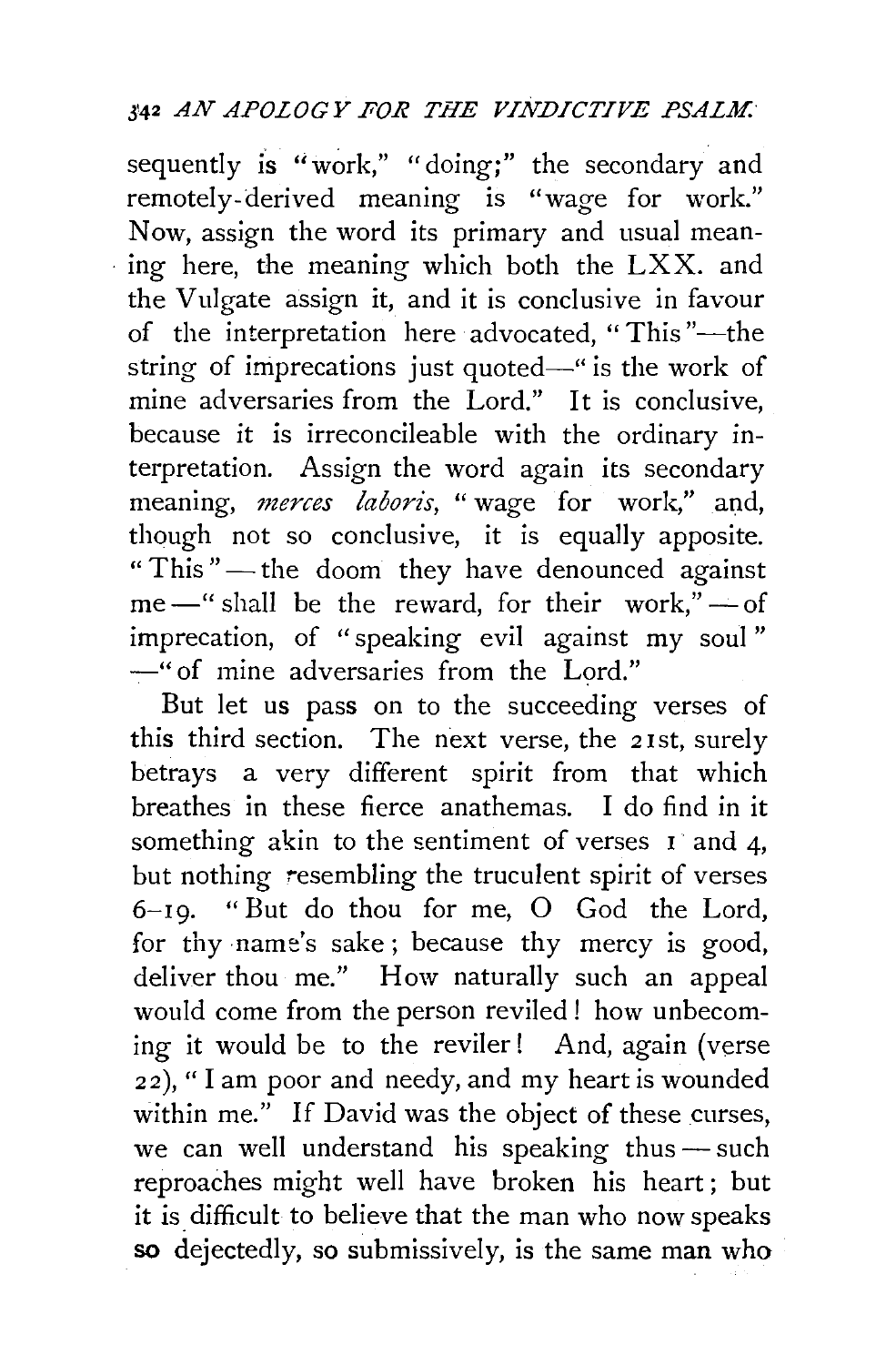sequently is "work," "doing;" the secondary and remotely-derived meaning is "wage for work." Now, assign the word its primary and usual meaning here, the meaning which both the LXX. and the Vulgate assign it, and it is conclusive in favour of the interpretation here advocated, "This"—the string of imprecations just quoted—"is the work of mine adversaries from the Lord." It is conclusive, because it is irreconcileable with the ordinary interpretation. Assign the word again its secondary meaning, *merces laboris*, "wage for work," and, though not so conclusive, it is equally apposite. "This"—the doom they have denounced against me—"shall be the reward, for their work,"—of imprecation, of "speaking evil against my soul"—"of mine adversaries from the Lord."

But let us pass on to the succeeding verses of this third section. The next verse, the 21st, surely betrays a very different spirit from that which breathes in these fierce anathemas. I do find in it something akin to the sentiment of verses 1 and 4, but nothing resembling the truculent spirit of verses 6–19. "But do thou for me, O God the Lord, for thy name's sake; because thy mercy is good, deliver thou me." How naturally such an appeal would come from the person reviled! how unbecoming it would be to the reviler! And, again (verse 22), "I am poor and needy, and my heart is wounded within me." If David was the object of these curses, we can well understand his speaking thus—such reproaches might well have broken his heart; but it is difficult to believe that the man who now speaks so dejectedly, so submissively, is the same man who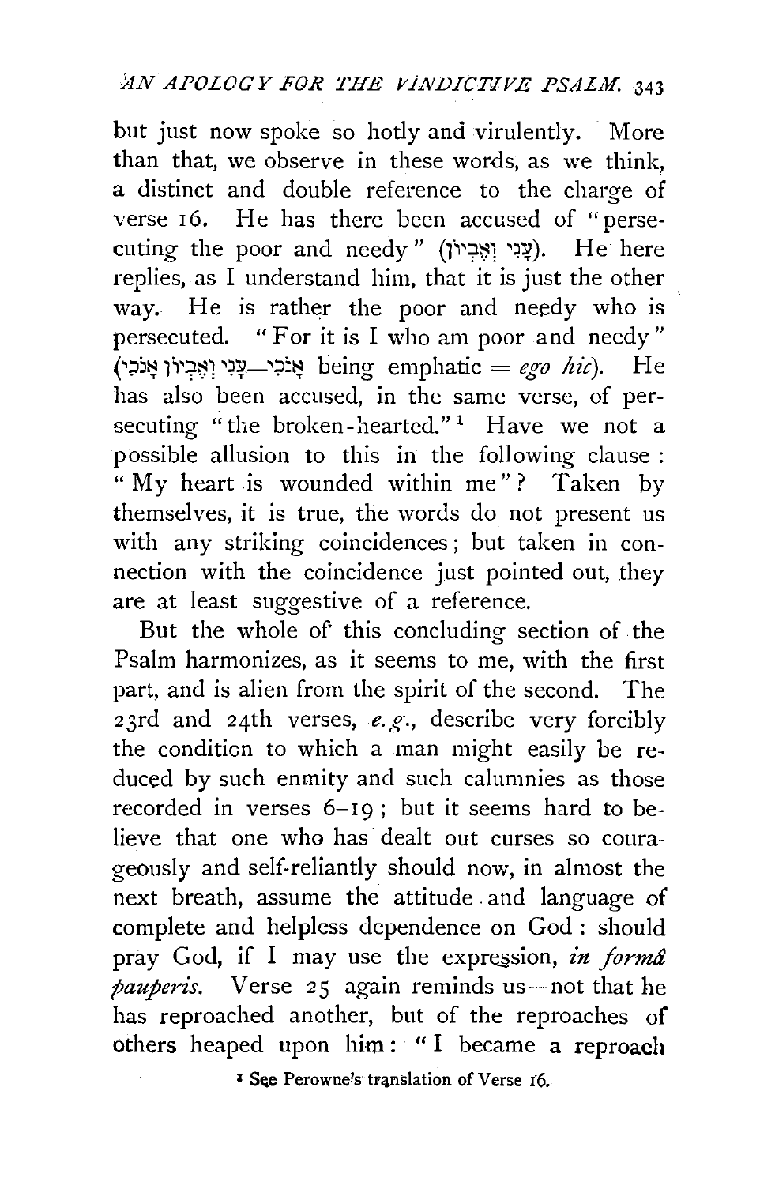but just now spoke so hotly and virulently. More than that, we observe in these words, as we think, a distinct and double reference to the charge of verse 16. He has there been accused of "persecuting the poor and needy" (עָנִי וְאֶבְיוֹן). He here replies, as I understand him, that it is just the other way. He is rather the poor and needy who is persecuted. "For it is I who am poor and needy" (אָנֹכִי—עָנִי וְאֶבְיוֹן אָנֹכִי being emphatic = *ego hic*). He has also been accused, in the same verse, of persecuting "the broken-hearted."[1] Have we not a possible allusion to this in the following clause: "My heart is wounded within me"? Taken by themselves, it is true, the words do not present us with any striking coincidences; but taken in connection with the coincidence just pointed out, they are at least suggestive of a reference.

But the whole of this concluding section of the Psalm harmonizes, as it seems to me, with the first part, and is alien from the spirit of the second. The 23rd and 24th verses, *e.g.*, describe very forcibly the condition to which a man might easily be reduced by such enmity and such calumnies as those recorded in verses 6–19; but it seems hard to believe that one who has dealt out curses so courageously and self-reliantly should now, in almost the next breath, assume the attitude and language of complete and helpless dependence on God: should pray God, if I may use the expression, *in formâ pauperis*. Verse 25 again reminds us—not that he has reproached another, but of the reproaches of others heaped upon him: "I became a reproach

[1] See Perowne's translation of Verse 16.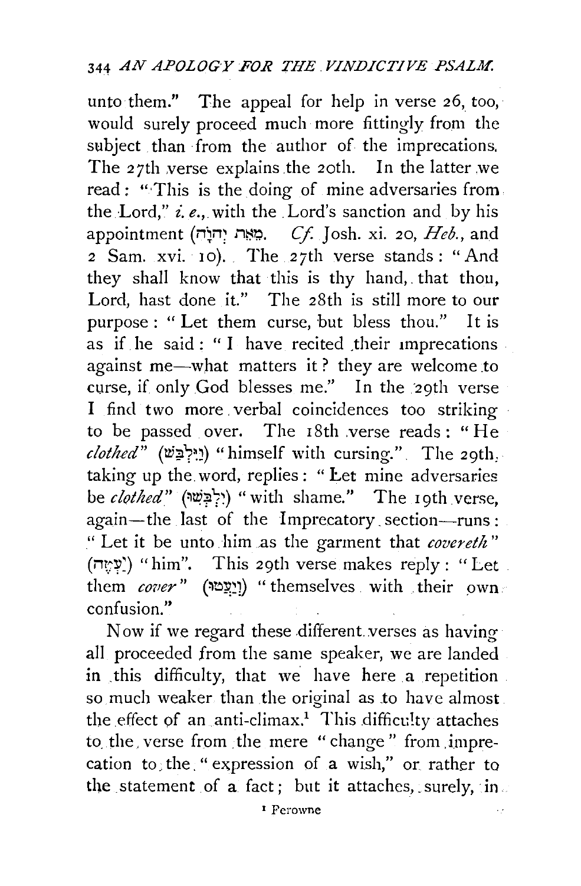unto them." The appeal for help in verse 26, too, would surely proceed much more fittingly from the subject than from the author of the imprecations. The 27th verse explains the 20th. In the latter we read: "This is the doing of mine adversaries from the Lord," *i. e.*, with the Lord's sanction and by his appointment (מֵאֵת יְהוָה. *Cf.* Josh. xi. 20, *Heb.*, and 2 Sam. xvi. 10). The 27th verse stands: "And they shall know that this is thy hand, that thou, Lord, hast done it." The 28th is still more to our purpose: "Let them curse, but bless thou." It is as if he said: "I have recited their imprecations against me—what matters it? they are welcome to curse, if only God blesses me." In the 29th verse I find two more verbal coincidences too striking to be passed over. The 18th verse reads: "He *clothed*" (וַיִּלְבַּשׁ) "himself with cursing." The 29th, taking up the word, replies: "Let mine adversaries be *clothed*" (יִלְבְּשׁוּ) "with shame." The 19th verse, again—the last of the Imprecatory section—runs: "Let it be unto him as the garment that *covereth*" (יַעְטֶה) "him". This 29th verse makes reply: "Let them *cover*" (וְיַעֲטוּ) "themselves with their own confusion."

Now if we regard these different verses as having all proceeded from the same speaker, we are landed in this difficulty, that we have here a repetition so much weaker than the original as to have almost the effect of an anti-climax.[1] This difficulty attaches to the verse from the mere "change" from imprecation to the "expression of a wish," or rather to the statement of a fact; but it attaches, surely, in

[1] Perowne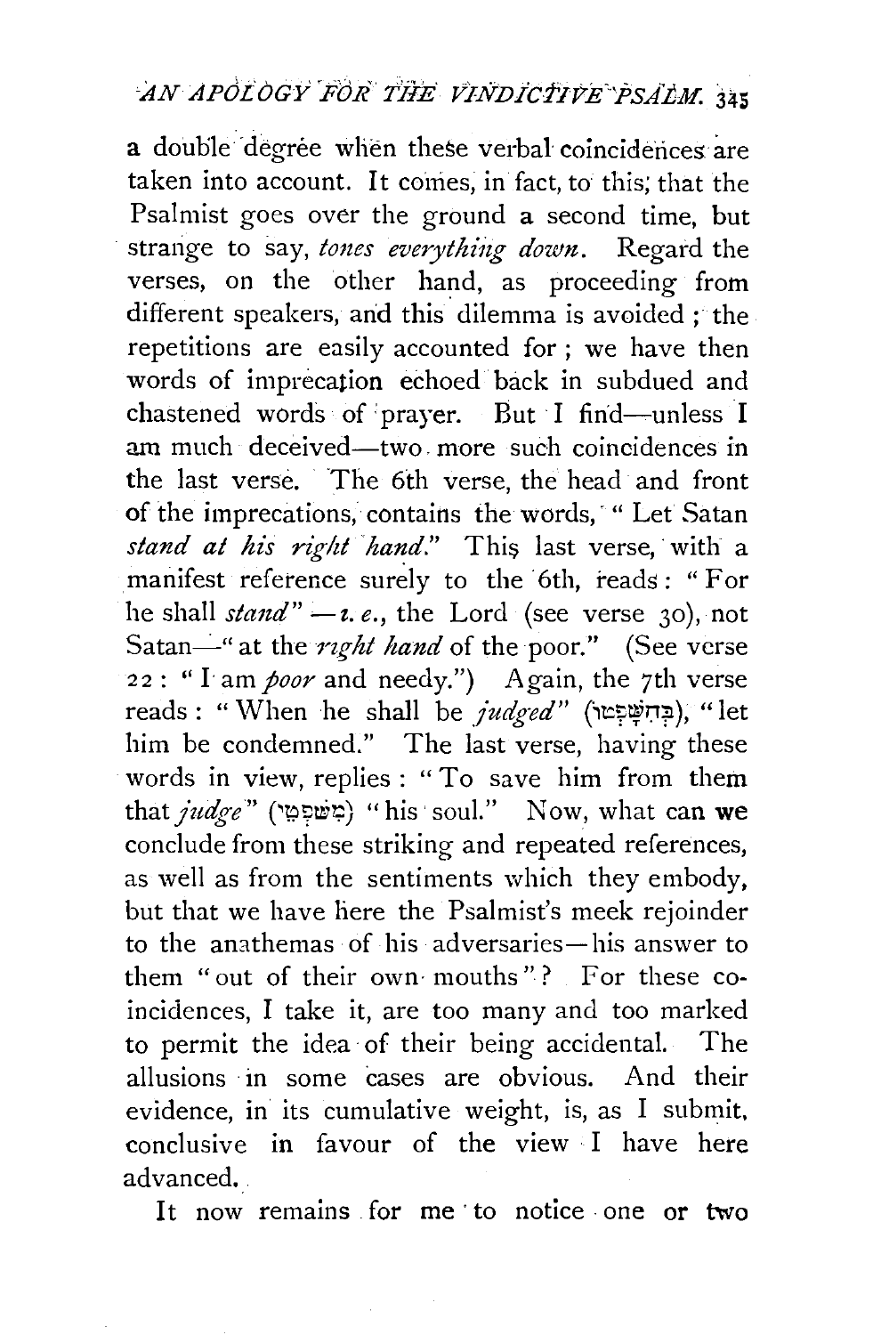a double degree when these verbal coincidences are taken into account. It comes, in fact, to this; that the Psalmist goes over the ground a second time, but strange to say, *tones everything down*. Regard the verses, on the other hand, as proceeding from different speakers, and this dilemma is avoided; the repetitions are easily accounted for; we have then words of imprecation echoed back in subdued and chastened words of prayer. But I find—unless I am much deceived—two more such coincidences in the last verse. The 6th verse, the head and front of the imprecations, contains the words, "Let Satan *stand at his right hand*." This last verse, with a manifest reference surely to the 6th, reads: "For he shall *stand*"—*i.e.*, the Lord (see verse 30), not Satan—"at the *right hand* of the poor." (See verse 22: "I am *poor* and needy.") Again, the 7th verse reads: "When he shall be *judged*" (בְּהִשָּׁפְטוֹ), "let him be condemned." The last verse, having these words in view, replies: "To save him from them that *judge*" (מִשֹּׁפְטֵי) "his soul." Now, what can we conclude from these striking and repeated references, as well as from the sentiments which they embody, but that we have here the Psalmist's meek rejoinder to the anathemas of his adversaries—his answer to them "out of their own mouths"? For these coincidences, I take it, are too many and too marked to permit the idea of their being accidental. The allusions in some cases are obvious. And their evidence, in its cumulative weight, is, as I submit, conclusive in favour of the view I have here advanced.

It now remains for me to notice one or two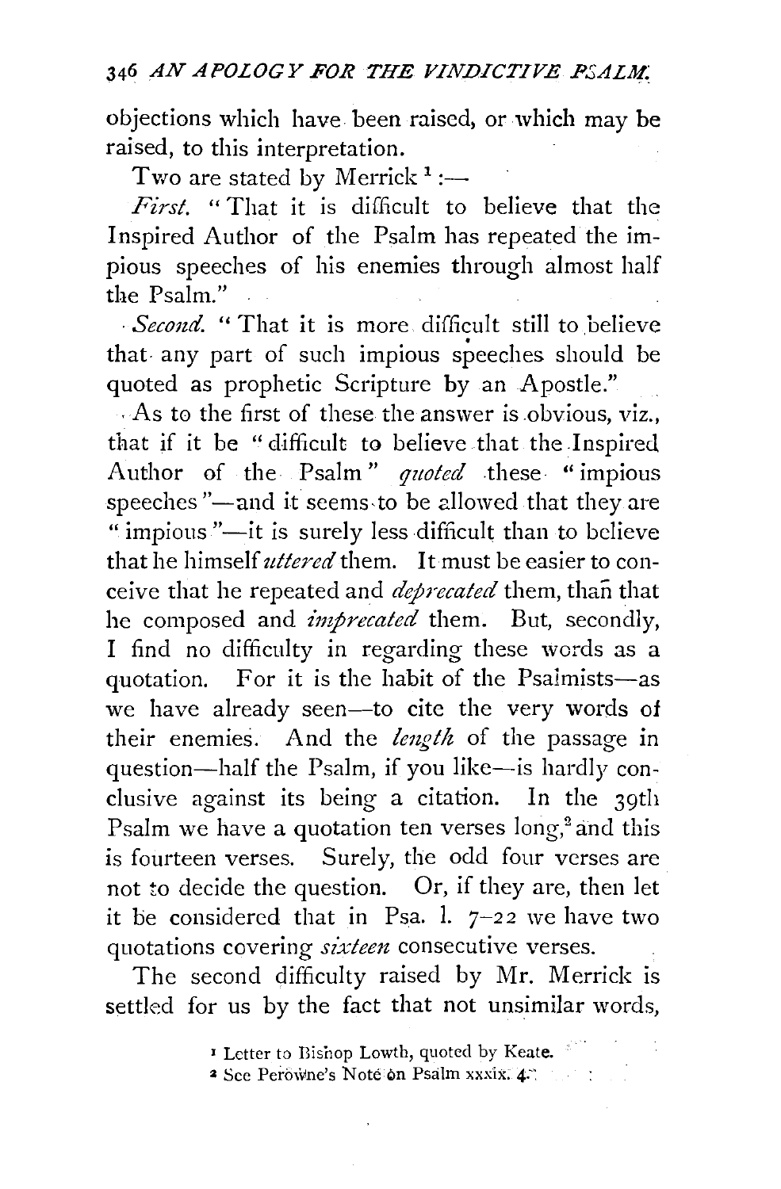objections which have been raised, or which may be raised, to this interpretation.

Two are stated by Merrick [1] :—

*First.* "That it is difficult to believe that the Inspired Author of the Psalm has repeated the impious speeches of his enemies through almost half the Psalm."

*Second.* "That it is more difficult still to believe that any part of such impious speeches should be quoted as prophetic Scripture by an Apostle."

As to the first of these the answer is obvious, viz., that if it be "difficult to believe that the Inspired Author of the Psalm" *quoted* these "impious speeches"—and it seems to be allowed that they are "impious"—it is surely less difficult than to believe that he himself *uttered* them. It must be easier to conceive that he repeated and *deprecated* them, than that he composed and *imprecated* them. But, secondly, I find no difficulty in regarding these words as a quotation. For it is the habit of the Psalmists—as we have already seen—to cite the very words of their enemies. And the *length* of the passage in question—half the Psalm, if you like—is hardly conclusive against its being a citation. In the 39th Psalm we have a quotation ten verses long,[2] and this is fourteen verses. Surely, the odd four verses are not to decide the question. Or, if they are, then let it be considered that in Psa. l. 7–22 we have two quotations covering *sixteen* consecutive verses.

The second difficulty raised by Mr. Merrick is settled for us by the fact that not unsimilar words,

[1] Letter to Bishop Lowth, quoted by Keate.

[2] See Perowne's Note on Psalm xxxix. 4.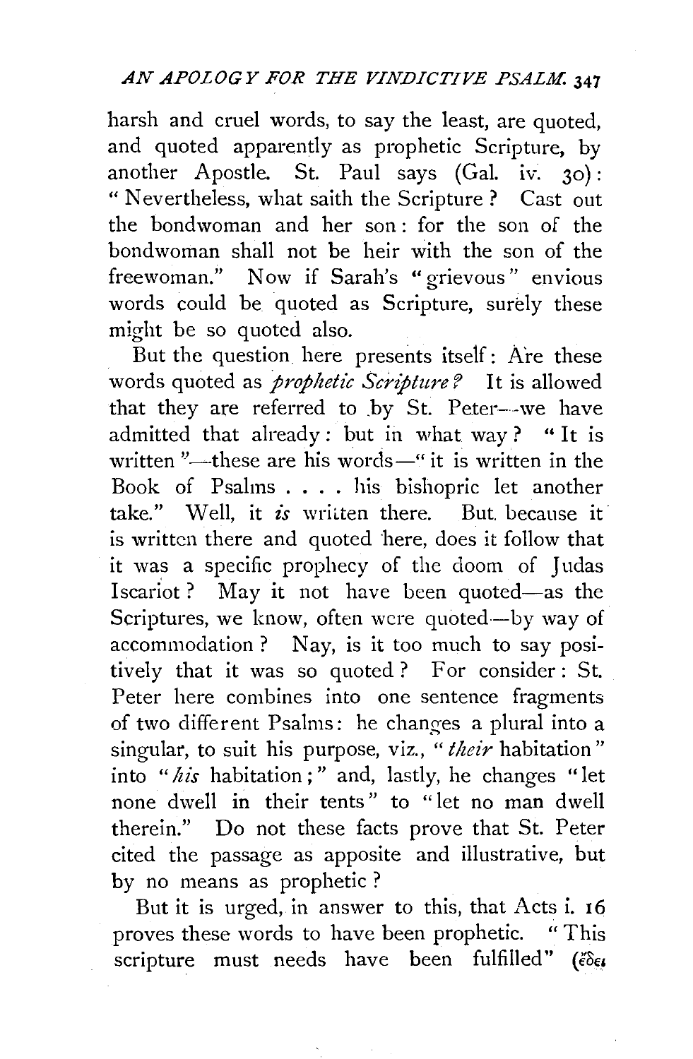harsh and cruel words, to say the least, are quoted, and quoted apparently as prophetic Scripture, by another Apostle. St. Paul says (Gal. iv. 30): "Nevertheless, what saith the Scripture? Cast out the bondwoman and her son: for the son of the bondwoman shall not be heir with the son of the freewoman." Now if Sarah's "grievous" envious words could be quoted as Scripture, surely these might be so quoted also.

But the question here presents itself: Are these words quoted as *prophetic Scripture?* It is allowed that they are referred to by St. Peter—we have admitted that already: but in what way? "It is written"—these are his words—"it is written in the Book of Psalms . . . . his bishopric let another take." Well, it *is* written there. But because it is written there and quoted here, does it follow that it was a specific prophecy of the doom of Judas Iscariot? May it not have been quoted—as the Scriptures, we know, often were quoted—by way of accommodation? Nay, is it too much to say positively that it was so quoted? For consider: St. Peter here combines into one sentence fragments of two different Psalms: he changes a plural into a singular, to suit his purpose, viz., "*their* habitation" into "*his* habitation;" and, lastly, he changes "let none dwell in their tents" to "let no man dwell therein." Do not these facts prove that St. Peter cited the passage as apposite and illustrative, but by no means as prophetic?

But it is urged, in answer to this, that Acts i. 16 proves these words to have been prophetic. "This scripture must needs have been fulfilled" (ἔδει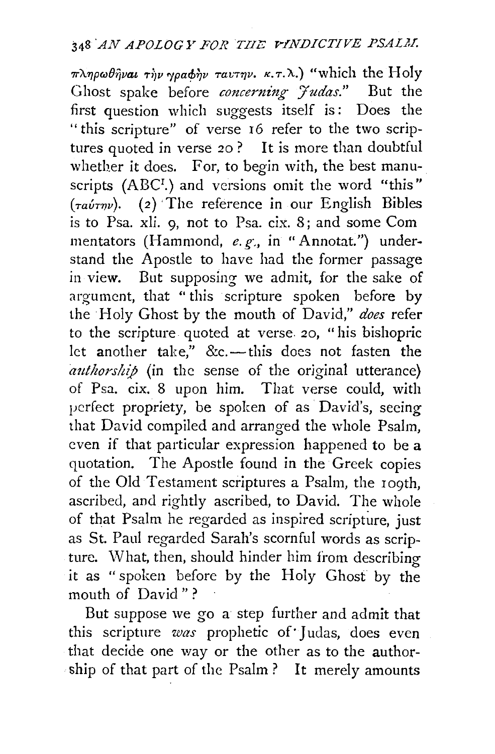πληρωθῆναι τὴν γραφὴν ταυτην. κ.τ.λ.) "which the Holy Ghost spake before *concerning Judas.*" But the first question which suggests itself is: Does the "this scripture" of verse 16 refer to the two scriptures quoted in verse 20? It is more than doubtful whether it does. For, to begin with, the best manuscripts (ABC[1].) and versions omit the word "this" (ταύτην). (2) The reference in our English Bibles is to Psa. xli. 9, not to Psa. cix. 8; and some Commentators (Hammond, *e.g.*, in "Annotat.") understand the Apostle to have had the former passage in view. But supposing we admit, for the sake of argument, that "this scripture spoken before by the Holy Ghost by the mouth of David," *does* refer to the scripture quoted at verse 20, "his bishopric let another take," &c.—this does not fasten the *authorship* (in the sense of the original utterance) of Psa. cix. 8 upon him. That verse could, with perfect propriety, be spoken of as David's, seeing that David compiled and arranged the whole Psalm, even if that particular expression happened to be a quotation. The Apostle found in the Greek copies of the Old Testament scriptures a Psalm, the 109th, ascribed, and rightly ascribed, to David. The whole of that Psalm he regarded as inspired scripture, just as St. Paul regarded Sarah's scornful words as scripture. What, then, should hinder him from describing it as "spoken before by the Holy Ghost by the mouth of David"?

But suppose we go a step further and admit that this scripture *was* prophetic of Judas, does even that decide one way or the other as to the authorship of that part of the Psalm? It merely amounts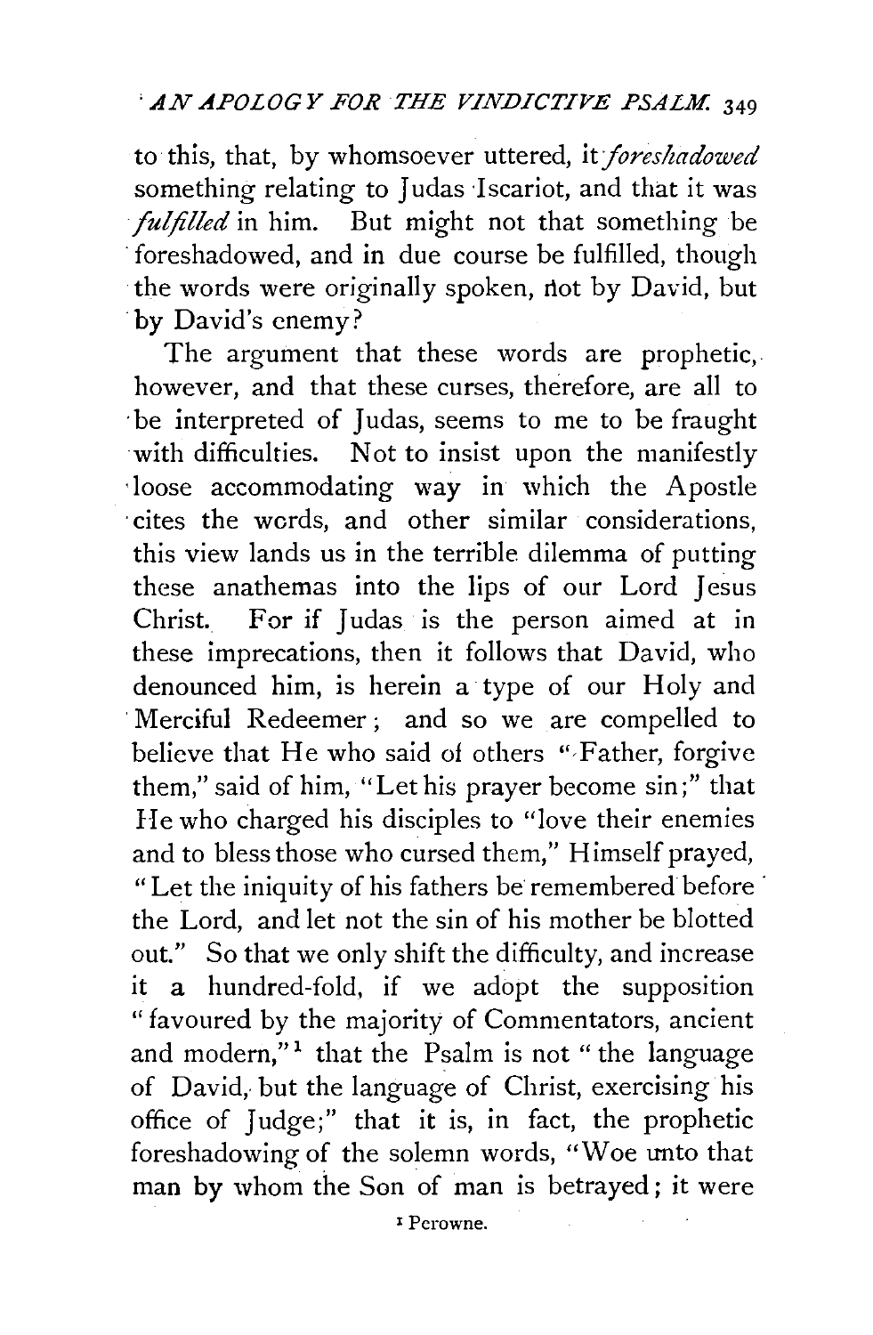to this, that, by whomsoever uttered, it *foreshadowed* something relating to Judas Iscariot, and that it was *fulfilled* in him. But might not that something be foreshadowed, and in due course be fulfilled, though the words were originally spoken, not by David, but by David's enemy?

The argument that these words are prophetic, however, and that these curses, therefore, are all to be interpreted of Judas, seems to me to be fraught with difficulties. Not to insist upon the manifestly loose accommodating way in which the Apostle cites the words, and other similar considerations, this view lands us in the terrible dilemma of putting these anathemas into the lips of our Lord Jesus Christ. For if Judas is the person aimed at in these imprecations, then it follows that David, who denounced him, is herein a type of our Holy and Merciful Redeemer; and so we are compelled to believe that He who said of others "Father, forgive them," said of him, "Let his prayer become sin;" that He who charged his disciples to "love their enemies and to bless those who cursed them," Himself prayed, "Let the iniquity of his fathers be remembered before the Lord, and let not the sin of his mother be blotted out." So that we only shift the difficulty, and increase it a hundred-fold, if we adopt the supposition "favoured by the majority of Commentators, ancient and modern,"[1] that the Psalm is not "the language of David, but the language of Christ, exercising his office of Judge;" that it is, in fact, the prophetic foreshadowing of the solemn words, "Woe unto that man by whom the Son of man is betrayed; it were

[1] Perowne.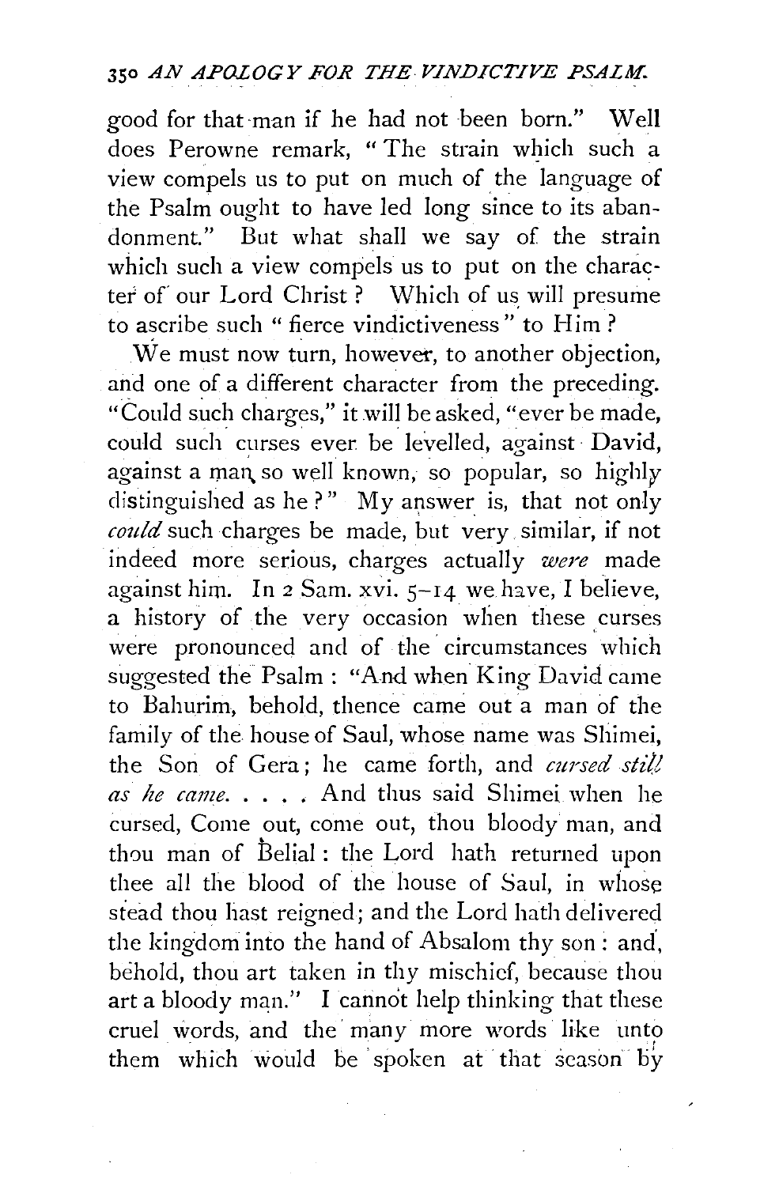good for that man if he had not been born." Well does Perowne remark, "The strain which such a view compels us to put on much of the language of the Psalm ought to have led long since to its abandonment." But what shall we say of the strain which such a view compels us to put on the character of our Lord Christ? Which of us will presume to ascribe such "fierce vindictiveness" to Him?

We must now turn, however, to another objection, and one of a different character from the preceding. "Could such charges," it will be asked, "ever be made, could such curses ever be levelled, against David, against a man so well known, so popular, so highly distinguished as he?" My answer is, that not only *could* such charges be made, but very similar, if not indeed more serious, charges actually *were* made against him. In 2 Sam. xvi. 5–14 we have, I believe, a history of the very occasion when these curses were pronounced and of the circumstances which suggested the Psalm: "And when King David came to Bahurim, behold, thence came out a man of the family of the house of Saul, whose name was Shimei, the Son of Gera; he came forth, and *cursed still as he came*. . . . . And thus said Shimei when he cursed, Come out, come out, thou bloody man, and thou man of Belial: the Lord hath returned upon thee all the blood of the house of Saul, in whose stead thou hast reigned; and the Lord hath delivered the kingdom into the hand of Absalom thy son: and, behold, thou art taken in thy mischief, because thou art a bloody man." I cannot help thinking that these cruel words, and the many more words like unto them which would be spoken at that season by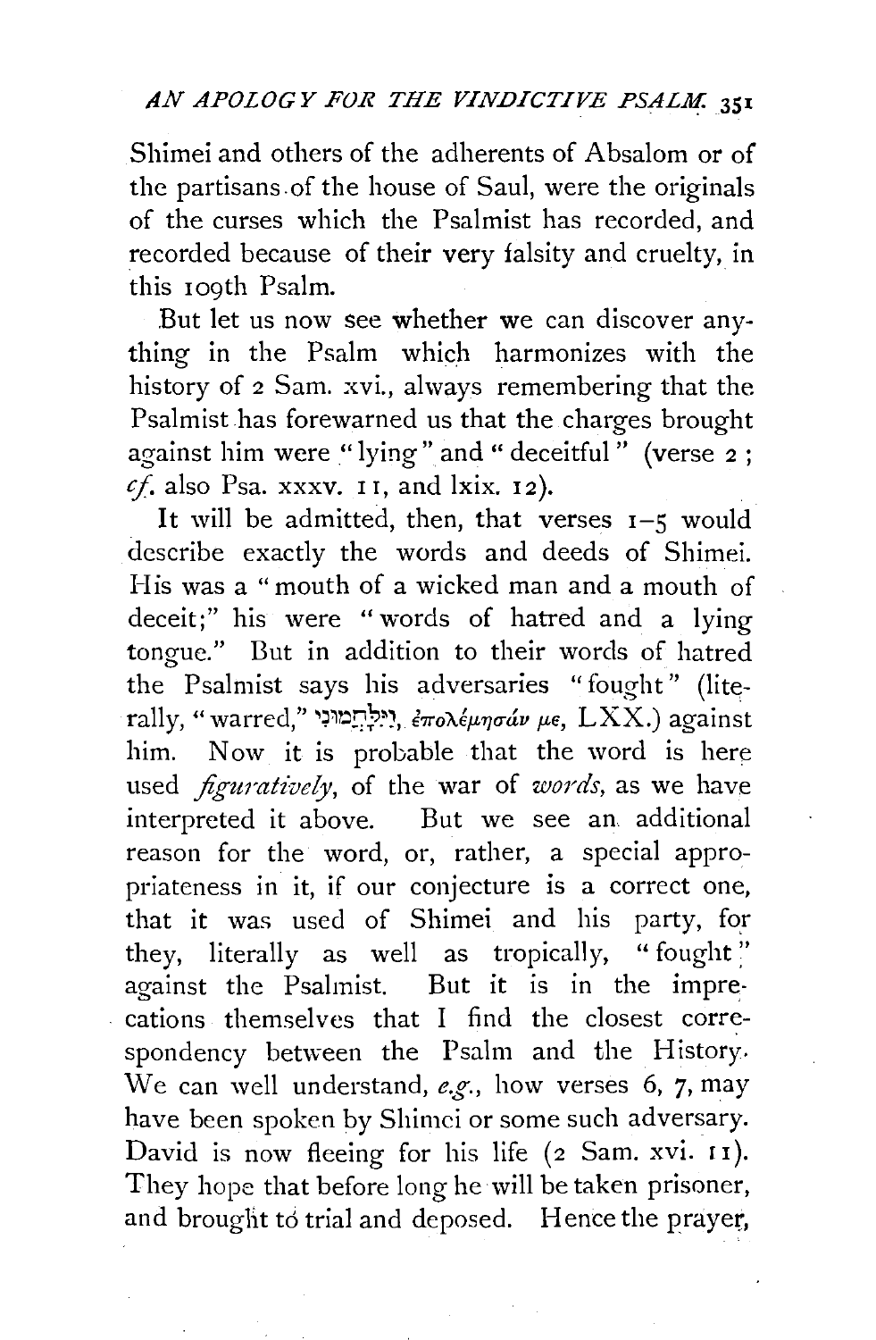Shimei and others of the adherents of Absalom or of the partisans of the house of Saul, were the originals of the curses which the Psalmist has recorded, and recorded because of their very falsity and cruelty, in this 109th Psalm.

But let us now see whether we can discover anything in the Psalm which harmonizes with the history of 2 Sam. xvi., always remembering that the Psalmist has forewarned us that the charges brought against him were "lying" and "deceitful" (verse 2; *cf.* also Psa. xxxv. 11, and lxix. 12).

It will be admitted, then, that verses 1–5 would describe exactly the words and deeds of Shimei. His was a "mouth of a wicked man and a mouth of deceit;" his were "words of hatred and a lying tongue." But in addition to their words of hatred the Psalmist says his adversaries "fought" (literally, "warred," וַיִּלָּחֲמוּנִי, ἐπολέμησάν με, LXX.) against him. Now it is probable that the word is here used *figuratively*, of the war of *words*, as we have interpreted it above. But we see an additional reason for the word, or, rather, a special appropriateness in it, if our conjecture is a correct one, that it was used of Shimei and his party, for they, literally as well as tropically, "fought" against the Psalmist. But it is in the imprecations themselves that I find the closest correspondency between the Psalm and the History. We can well understand, *e.g.*, how verses 6, 7, may have been spoken by Shimei or some such adversary. David is now fleeing for his life (2 Sam. xvi. 11). They hope that before long he will be taken prisoner, and brought to trial and deposed. Hence the prayer,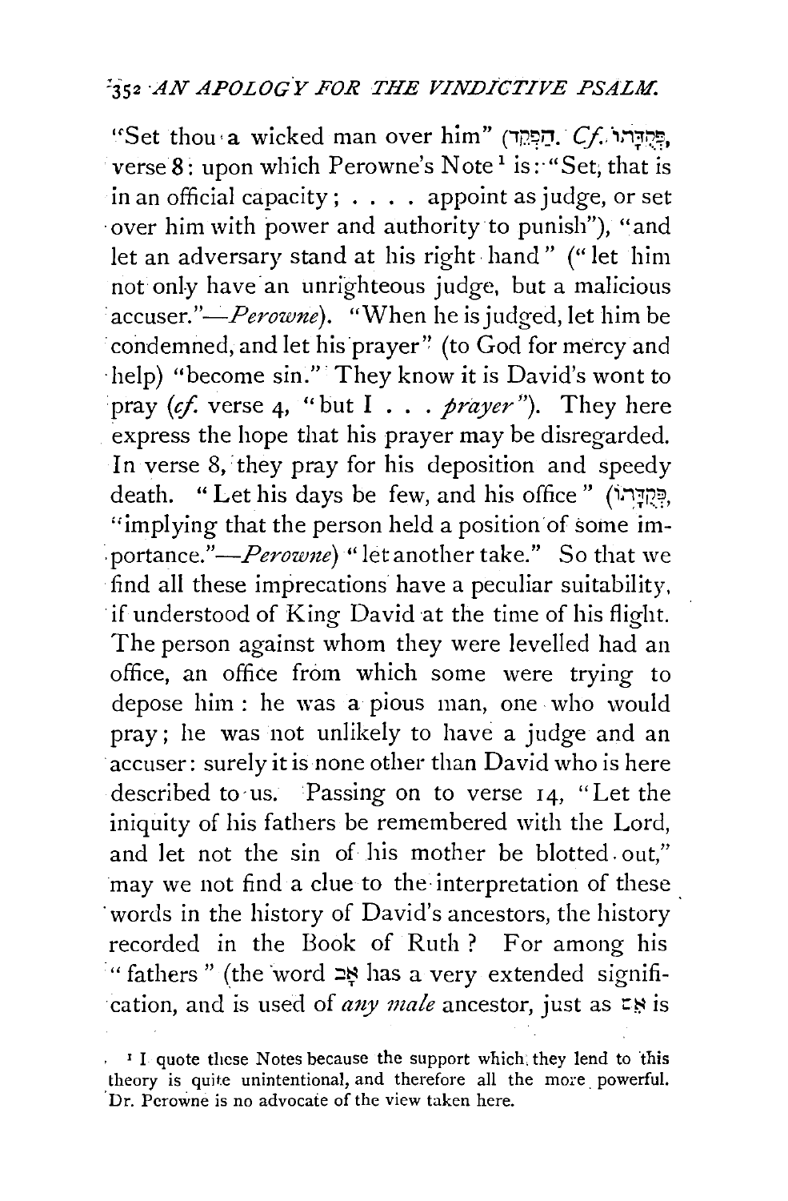"Set thou a wicked man over him" (הַפְקֵד. *Cf.* פְּקֻדָּתוֹ, verse 8: upon which Perowne's Note[1] is: "Set, that is in an official capacity; . . . . appoint as judge, or set over him with power and authority to punish"), "and let an adversary stand at his right hand" ("let him not only have an unrighteous judge, but a malicious accuser."—*Perowne*). "When he is judged, let him be condemned, and let his prayer" (to God for mercy and help) "become sin." They know it is David's wont to pray (*cf.* verse 4, "but I . . . *prayer*"). They here express the hope that his prayer may be disregarded. In verse 8, they pray for his deposition and speedy death. "Let his days be few, and his office" (פְּקֻדָּתוֹ, "implying that the person held a position of some importance."—*Perowne*) "let another take." So that we find all these imprecations have a peculiar suitability, if understood of King David at the time of his flight. The person against whom they were levelled had an office, an office from which some were trying to depose him: he was a pious man, one who would pray; he was not unlikely to have a judge and an accuser: surely it is none other than David who is here described to us. Passing on to verse 14, "Let the iniquity of his fathers be remembered with the Lord, and let not the sin of his mother be blotted out," may we not find a clue to the interpretation of these words in the history of David's ancestors, the history recorded in the Book of Ruth? For among his "fathers" (the word אָב has a very extended signification, and is used of *any male* ancestor, just as אֵם is

[1] I quote these Notes because the support which they lend to this theory is quite unintentional, and therefore all the more powerful. Dr. Perowne is no advocate of the view taken here.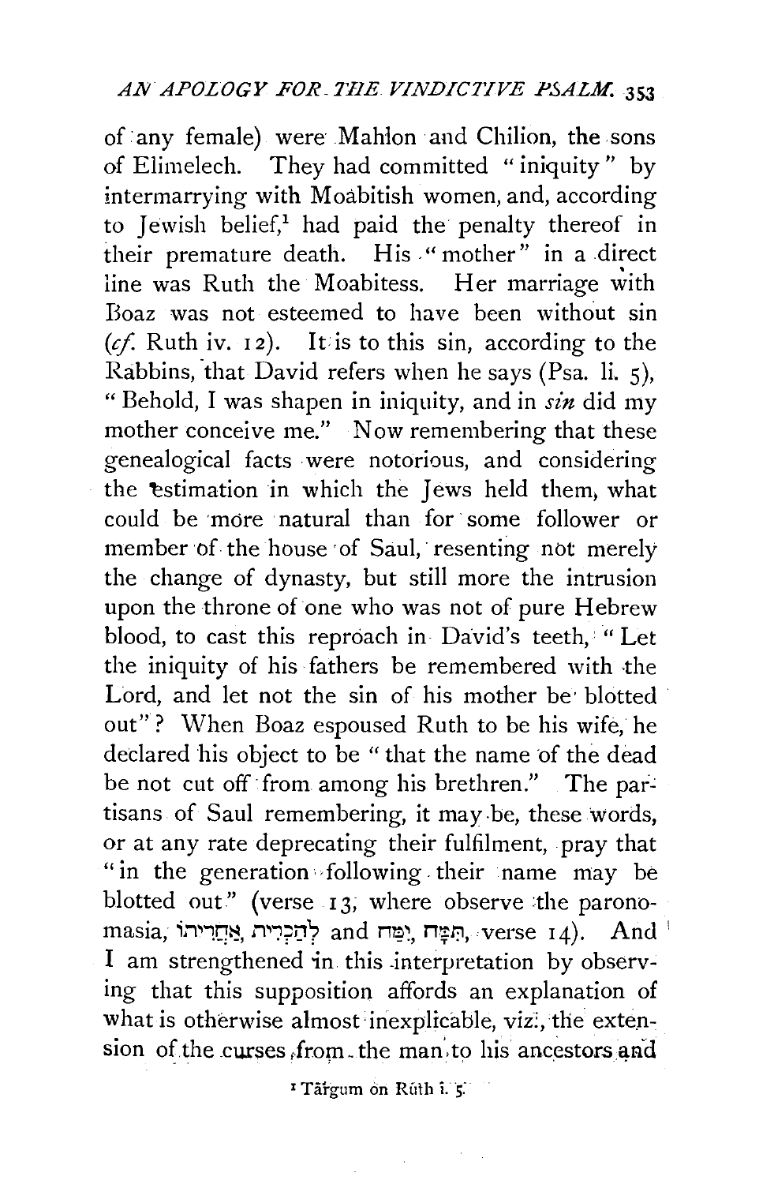of any female) were Mahlon and Chilion, the sons of Elimelech. They had committed "iniquity" by intermarrying with Moabitish women, and, according to Jewish belief,[1] had paid the penalty thereof in their premature death. His "mother" in a direct line was Ruth the Moabitess. Her marriage with Boaz was not esteemed to have been without sin (*cf.* Ruth iv. 12). It is to this sin, according to the Rabbins, that David refers when he says (Psa. li. 5), "Behold, I was shapen in iniquity, and in *sin* did my mother conceive me." Now remembering that these genealogical facts were notorious, and considering the estimation in which the Jews held them, what could be more natural than for some follower or member of the house of Saul, resenting not merely the change of dynasty, but still more the intrusion upon the throne of one who was not of pure Hebrew blood, to cast this reproach in David's teeth, "Let the iniquity of his fathers be remembered with the Lord, and let not the sin of his mother be blotted out"? When Boaz espoused Ruth to be his wife, he declared his object to be "that the name of the dead be not cut off from among his brethren." The partisans of Saul remembering, it may be, these words, or at any rate deprecating their fulfilment, pray that "in the generation following their name may be blotted out" (verse 13, where observe the paronomasia, לְהַכְרִית, אַחֲרִיתוֹ and תִּמָּח, יִמַּח, verse 14). And I am strengthened in this interpretation by observing that this supposition affords an explanation of what is otherwise almost inexplicable, viz., the extension of the curses from the man to his ancestors and

[1] Targum on Ruth i. 5.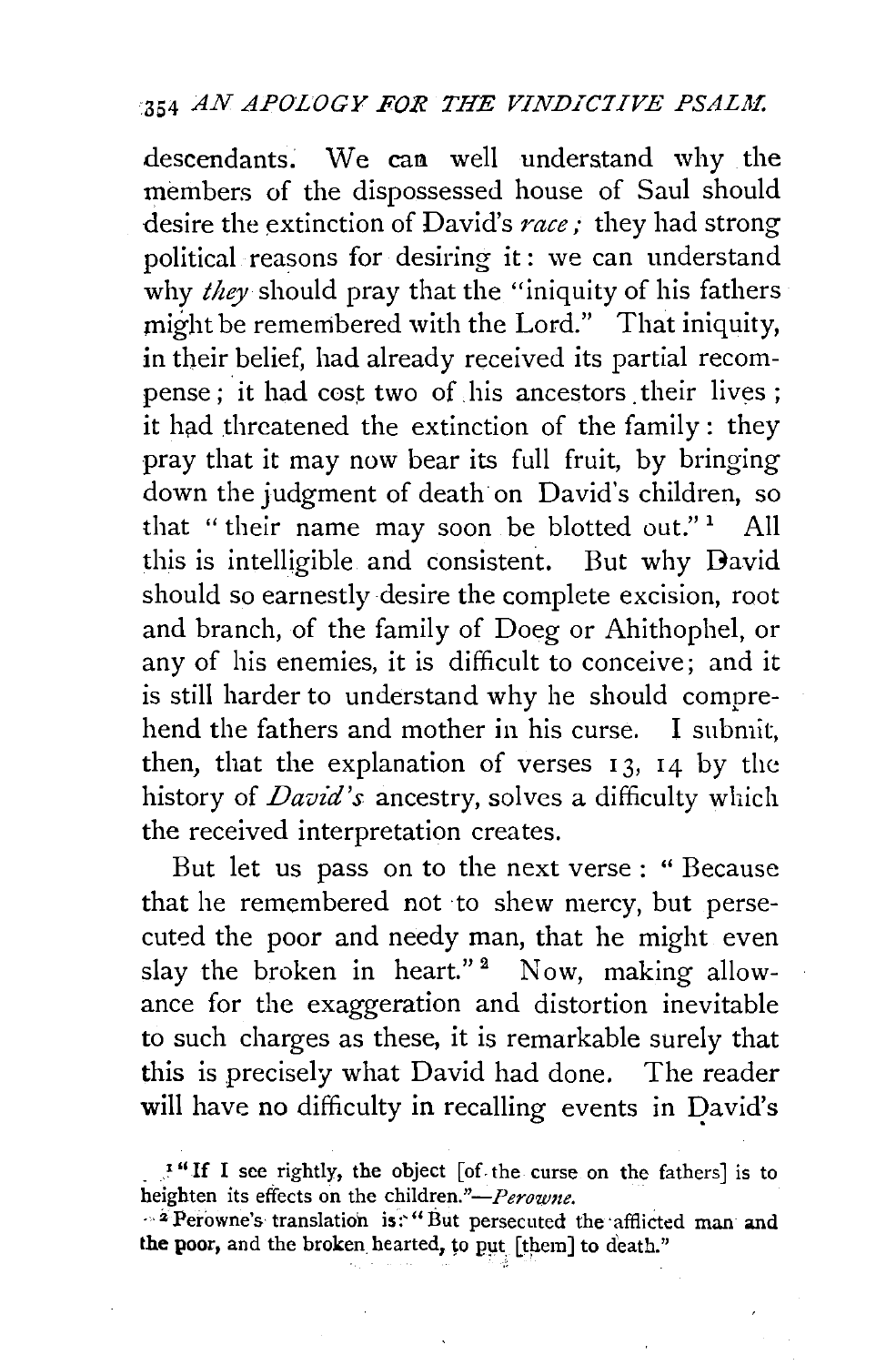descendants. We can well understand why the members of the dispossessed house of Saul should desire the extinction of David's *race*; they had strong political reasons for desiring it: we can understand why *they* should pray that the "iniquity of his fathers might be remembered with the Lord." That iniquity, in their belief, had already received its partial recompense; it had cost two of his ancestors their lives; it had threatened the extinction of the family: they pray that it may now bear its full fruit, by bringing down the judgment of death on David's children, so that "their name may soon be blotted out."[1] All this is intelligible and consistent. But why David should so earnestly desire the complete excision, root and branch, of the family of Doeg or Ahithophel, or any of his enemies, it is difficult to conceive; and it is still harder to understand why he should comprehend the fathers and mother in his curse. I submit, then, that the explanation of verses 13, 14 by the history of *David's* ancestry, solves a difficulty which the received interpretation creates.

But let us pass on to the next verse: "Because that he remembered not to shew mercy, but persecuted the poor and needy man, that he might even slay the broken in heart."[2] Now, making allowance for the exaggeration and distortion inevitable to such charges as these, it is remarkable surely that this is precisely what David had done. The reader will have no difficulty in recalling events in David's

[1] "If I see rightly, the object [of the curse on the fathers] is to heighten its effects on the children."—*Perowne.*

[2] Perowne's translation is: "But persecuted the afflicted man and the poor, and the broken hearted, to put [them] to death."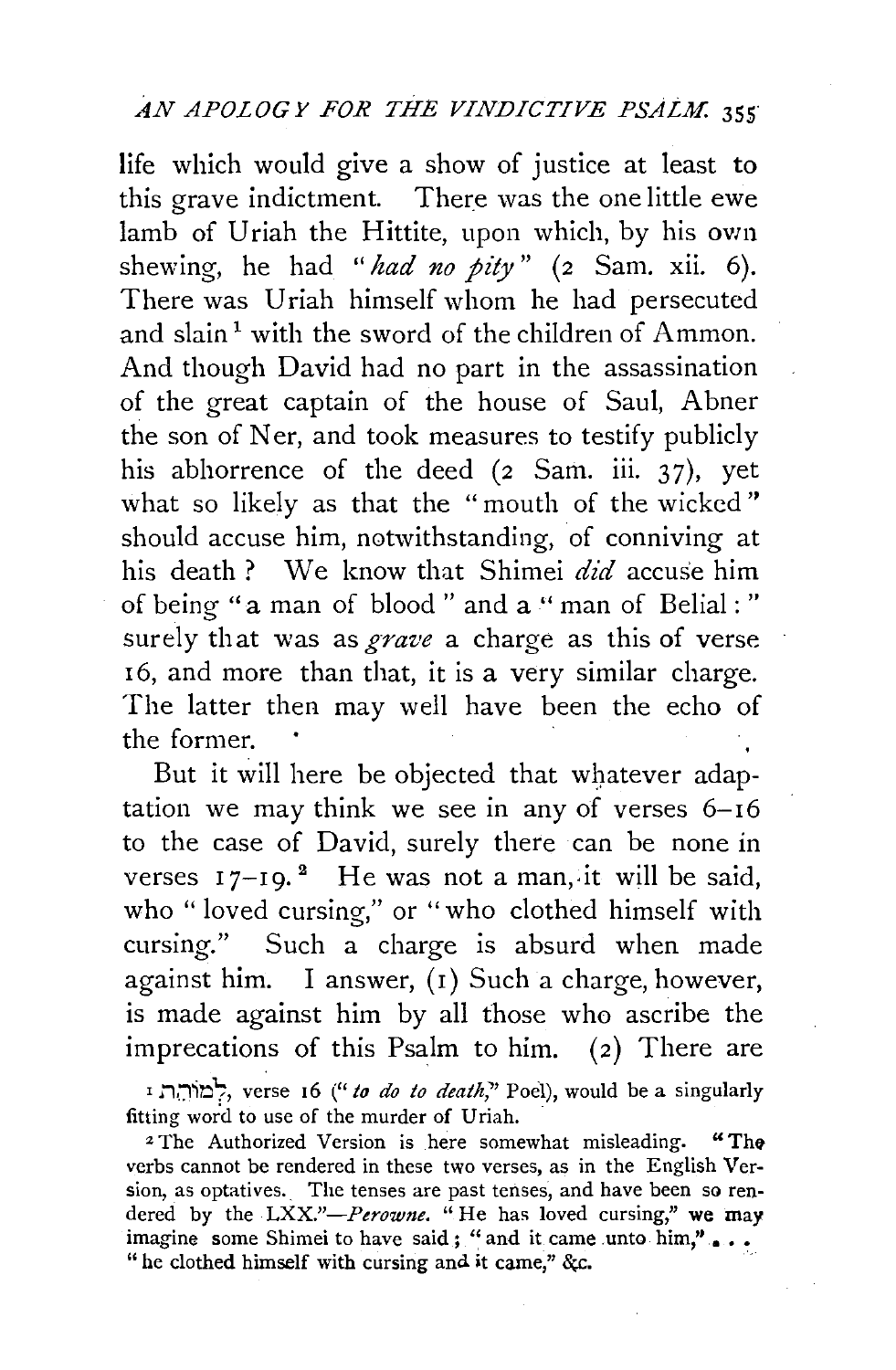life which would give a show of justice at least to this grave indictment. There was the one little ewe lamb of Uriah the Hittite, upon which, by his own shewing, he had "*had no pity*" (2 Sam. xii. 6). There was Uriah himself whom he had persecuted and slain[1] with the sword of the children of Ammon. And though David had no part in the assassination of the great captain of the house of Saul, Abner the son of Ner, and took measures to testify publicly his abhorrence of the deed (2 Sam. iii. 37), yet what so likely as that the "mouth of the wicked" should accuse him, notwithstanding, of conniving at his death? We know that Shimei *did* accuse him of being "a man of blood" and a "man of Belial:" surely that was as *grave* a charge as this of verse 16, and more than that, it is a very similar charge. The latter then may well have been the echo of the former.

But it will here be objected that whatever adaptation we may think we see in any of verses 6–16 to the case of David, surely there can be none in verses 17–19.[2] He was not a man, it will be said, who "loved cursing," or "who clothed himself with cursing." Such a charge is absurd when made against him. I answer, (1) Such a charge, however, is made against him by all those who ascribe the imprecations of this Psalm to him. (2) There are

[1] לְמוֹתֵת, verse 16 ("*to do to death*," Poel), would be a singularly fitting word to use of the murder of Uriah.

[2] The Authorized Version is here somewhat misleading. "The verbs cannot be rendered in these two verses, as in the English Version, as optatives. The tenses are past tenses, and have been so rendered by the LXX."—*Perowne*. "He has loved cursing," we may imagine some Shimei to have said; "and it came unto him," . . . "he clothed himself with cursing and it came," &c.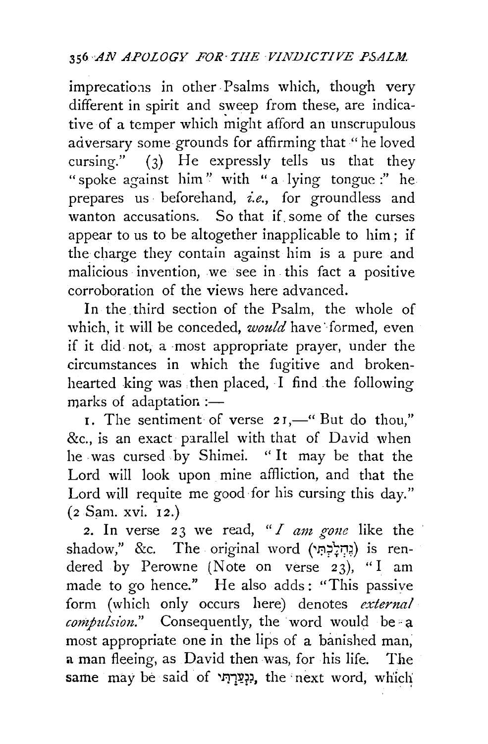imprecations in other Psalms which, though very different in spirit and sweep from these, are indicative of a temper which might afford an unscrupulous adversary some grounds for affirming that "he loved cursing." (3) He expressly tells us that they "spoke against him" with "a lying tongue:" he prepares us beforehand, *i.e.*, for groundless and wanton accusations. So that if some of the curses appear to us to be altogether inapplicable to him; if the charge they contain against him is a pure and malicious invention, we see in this fact a positive corroboration of the views here advanced.

In the third section of the Psalm, the whole of which, it will be conceded, *would* have formed, even if it did not, a most appropriate prayer, under the circumstances in which the fugitive and broken-hearted king was then placed, I find the following marks of adaptation :—

1. The sentiment of verse 21,—"But do thou," &c., is an exact parallel with that of David when he was cursed by Shimei. "It may be that the Lord will look upon mine affliction, and that the Lord will requite me good for his cursing this day." (2 Sam. xvi. 12.)

2. In verse 23 we read, "*I am gone* like the shadow," &c. The original word (נֶהֱלָכְתִּי) is rendered by Perowne (Note on verse 23), "I am made to go hence." He also adds: "This passive form (which only occurs here) denotes *external compulsion*." Consequently, the word would be a most appropriate one in the lips of a banished man, a man fleeing, as David then was, for his life. The same may be said of נִנְעַרְתִּי, the next word, which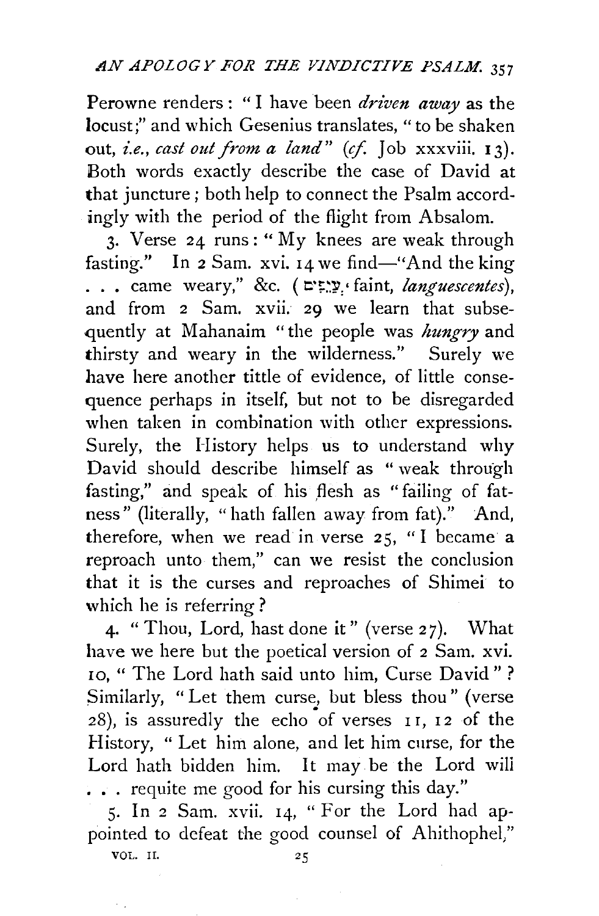Perowne renders: "I have been *driven away* as the locust;" and which Gesenius translates, "to be shaken out, *i.e.*, *cast out from a land*" (*cf.* Job xxxviii. 13). Both words exactly describe the case of David at that juncture; both help to connect the Psalm accordingly with the period of the flight from Absalom.

3. Verse 24 runs: "My knees are weak through fasting." In 2 Sam. xvi. 14 we find—"And the king . . . came weary," &c. (עֲיֵפִים, faint, *languescentes*), and from 2 Sam. xvii. 29 we learn that subsequently at Mahanaim "the people was *hungry* and thirsty and weary in the wilderness." Surely we have here another tittle of evidence, of little consequence perhaps in itself, but not to be disregarded when taken in combination with other expressions. Surely, the History helps us to understand why David should describe himself as "weak through fasting," and speak of his flesh as "failing of fatness" (literally, "hath fallen away from fat)." And, therefore, when we read in verse 25, "I became a reproach unto them," can we resist the conclusion that it is the curses and reproaches of Shimei to which he is referring?

4. "Thou, Lord, hast done it" (verse 27). What have we here but the poetical version of 2 Sam. xvi. 10, "The Lord hath said unto him, Curse David"? Similarly, "Let them curse, but bless thou" (verse 28), is assuredly the echo of verses 11, 12 of the History, "Let him alone, and let him curse, for the Lord hath bidden him. It may be the Lord will . . . requite me good for his cursing this day."

5. In 2 Sam. xvii. 14, "For the Lord had appointed to defeat the good counsel of Ahithophel,"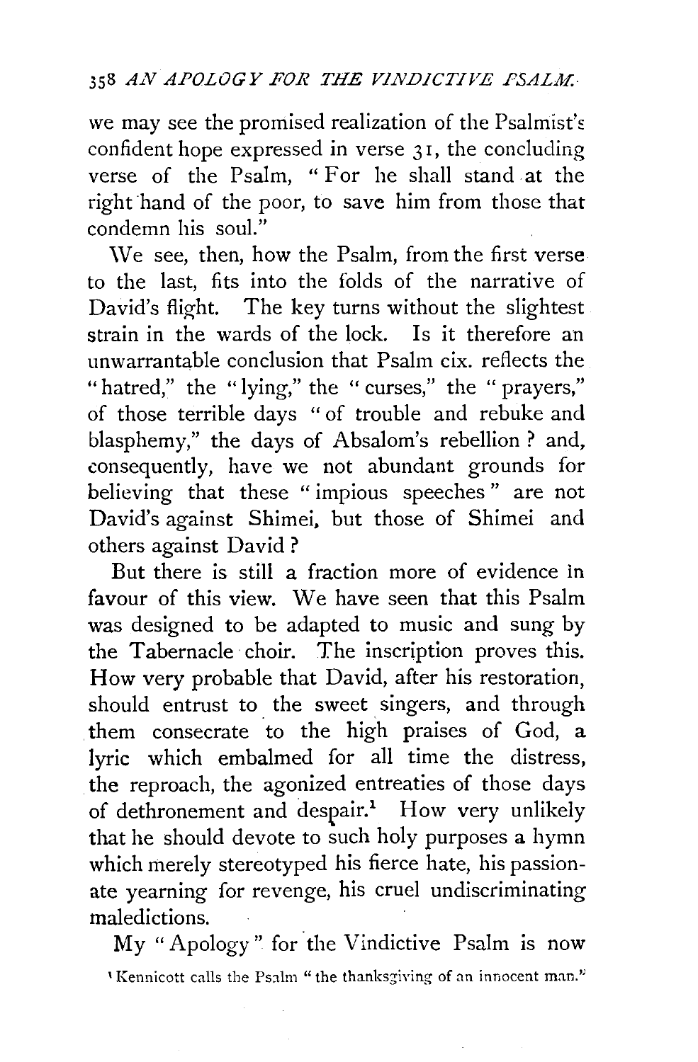we may see the promised realization of the Psalmist's confident hope expressed in verse 31, the concluding verse of the Psalm, "For he shall stand at the right hand of the poor, to save him from those that condemn his soul."

We see, then, how the Psalm, from the first verse to the last, fits into the folds of the narrative of David's flight. The key turns without the slightest strain in the wards of the lock. Is it therefore an unwarrantable conclusion that Psalm cix. reflects the "hatred," the "lying," the "curses," the "prayers," of those terrible days "of trouble and rebuke and blasphemy," the days of Absalom's rebellion? and, consequently, have we not abundant grounds for believing that these "impious speeches" are not David's against Shimei, but those of Shimei and others against David?

But there is still a fraction more of evidence in favour of this view. We have seen that this Psalm was designed to be adapted to music and sung by the Tabernacle choir. The inscription proves this. How very probable that David, after his restoration, should entrust to the sweet singers, and through them consecrate to the high praises of God, a lyric which embalmed for all time the distress, the reproach, the agonized entreaties of those days of dethronement and despair.[1] How very unlikely that he should devote to such holy purposes a hymn which merely stereotyped his fierce hate, his passionate yearning for revenge, his cruel undiscriminating maledictions.

My "Apology" for the Vindictive Psalm is now

[1] Kennicott calls the Psalm "the thanksgiving of an innocent man."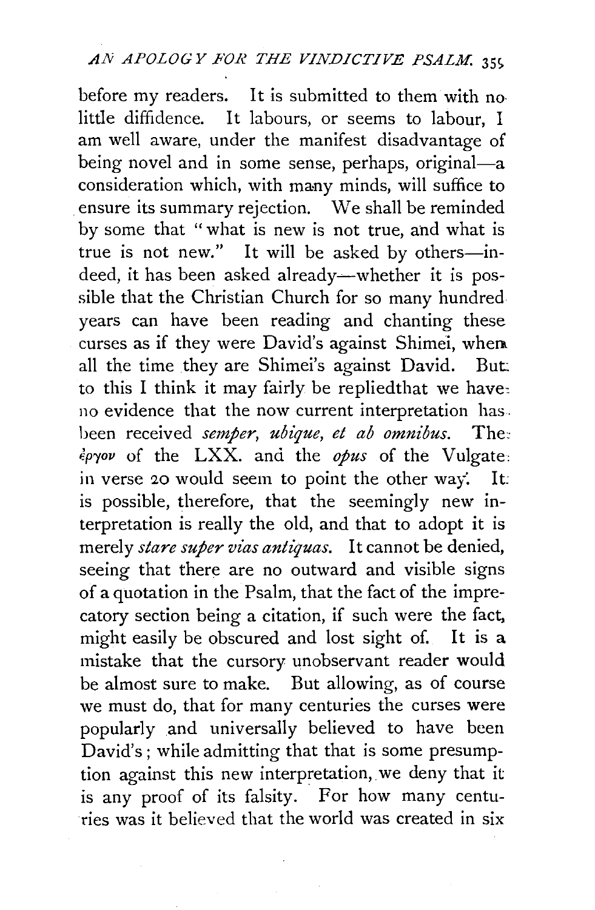before my readers. It is submitted to them with no little diffidence. It labours, or seems to labour, I am well aware, under the manifest disadvantage of being novel and in some sense, perhaps, original—a consideration which, with many minds, will suffice to ensure its summary rejection. We shall be reminded by some that "what is new is not true, and what is true is not new." It will be asked by others—indeed, it has been asked already—whether it is possible that the Christian Church for so many hundred years can have been reading and chanting these curses as if they were David's against Shimei, when all the time they are Shimei's against David. But to this I think it may fairly be repliedthat we have no evidence that the now current interpretation has been received *semper, ubique, et ab omnibus*. The ἔργον of the LXX. and the *opus* of the Vulgate in verse 20 would seem to point the other way. It is possible, therefore, that the seemingly new interpretation is really the old, and that to adopt it is merely *stare super vias antiquas*. It cannot be denied, seeing that there are no outward and visible signs of a quotation in the Psalm, that the fact of the imprecatory section being a citation, if such were the fact, might easily be obscured and lost sight of. It is a mistake that the cursory unobservant reader would be almost sure to make. But allowing, as of course we must do, that for many centuries the curses were popularly and universally believed to have been David's; while admitting that that is some presumption against this new interpretation, we deny that it is any proof of its falsity. For how many centuries was it believed that the world was created in six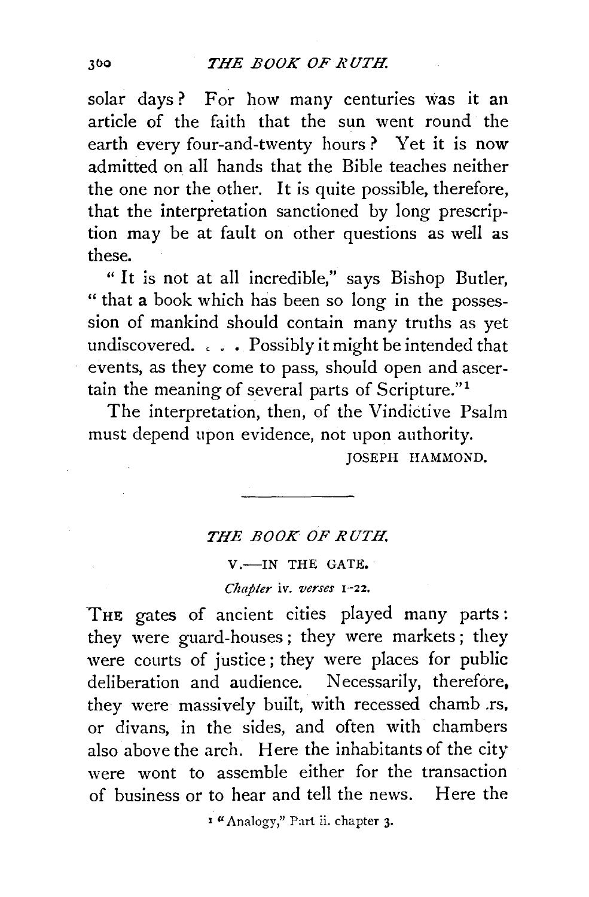solar days? For how many centuries was it an article of the faith that the sun went round the earth every four-and-twenty hours? Yet it is now admitted on all hands that the Bible teaches neither the one nor the other. It is quite possible, therefore, that the interpretation sanctioned by long prescription may be at fault on other questions as well as these.

"It is not at all incredible," says Bishop Butler, "that a book which has been so long in the possession of mankind should contain many truths as yet undiscovered. . . . Possibly it might be intended that events, as they come to pass, should open and ascertain the meaning of several parts of Scripture."[1]

The interpretation, then, of the Vindictive Psalm must depend upon evidence, not upon authority.

JOSEPH HAMMOND.

---

## *THE BOOK OF RUTH.*

### V.—IN THE GATE.

*Chapter* iv. *verses* 1-22.

THE gates of ancient cities played many parts: they were guard-houses; they were markets; they were courts of justice; they were places for public deliberation and audience. Necessarily, therefore, they were massively built, with recessed chambers, or divans, in the sides, and often with chambers also above the arch. Here the inhabitants of the city were wont to assemble either for the transaction of business or to hear and tell the news. Here the

[1] "Analogy," Part ii. chapter 3.